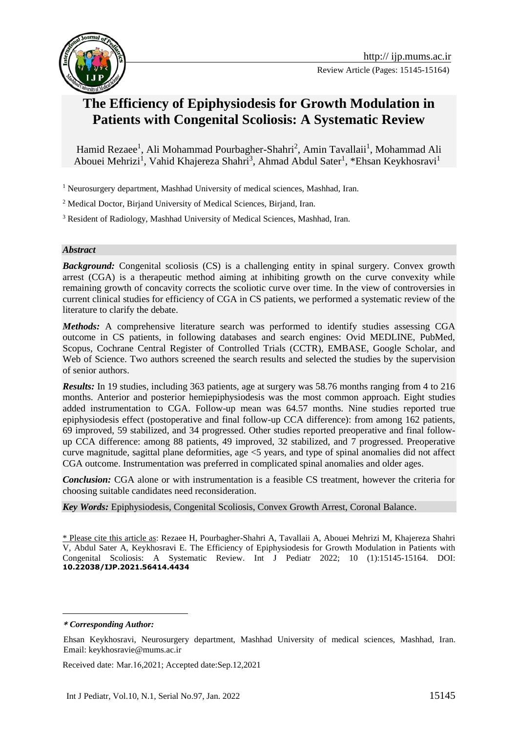# The Efficiency of Epiphysiodesis for Growth Modulation in Patients with Congenital Scoliosis: A Systematic Review

Hamid Rezaee[1], Ali Mohammad Pourbagher-Shahri[2], Amin Tavallaii[1], Mohammad Ali Abouei Mehrizi[1], Vahid Khajereza Shahri[3], Ahmad Abdul Sater[1], *Ehsan Keykhosravi[1]

[1] Neurosurgery department, Mashhad University of medical sciences, Mashhad, Iran.

[2] Medical Doctor, Birjand University of Medical Sciences, Birjand, Iran.

[3] Resident of Radiology, Mashhad University of Medical Sciences, Mashhad, Iran.

## *Abstract*

***Background:*** Congenital scoliosis (CS) is a challenging entity in spinal surgery. Convex growth arrest (CGA) is a therapeutic method aiming at inhibiting growth on the curve convexity while remaining growth of concavity corrects the scoliotic curve over time. In the view of controversies in current clinical studies for efficiency of CGA in CS patients, we performed a systematic review of the literature to clarify the debate.

***Methods:*** A comprehensive literature search was performed to identify studies assessing CGA outcome in CS patients, in following databases and search engines: Ovid MEDLINE, PubMed, Scopus, Cochrane Central Register of Controlled Trials (CCTR), EMBASE, Google Scholar, and Web of Science. Two authors screened the search results and selected the studies by the supervision of senior authors.

***Results:*** In 19 studies, including 363 patients, age at surgery was 58.76 months ranging from 4 to 216 months. Anterior and posterior hemiepiphysiodesis was the most common approach. Eight studies added instrumentation to CGA. Follow-up mean was 64.57 months. Nine studies reported true epiphysiodesis effect (postoperative and final follow-up CCA difference): from among 162 patients, 69 improved, 59 stabilized, and 34 progressed. Other studies reported preoperative and final follow-up CCA difference: among 88 patients, 49 improved, 32 stabilized, and 7 progressed. Preoperative curve magnitude, sagittal plane deformities, age <5 years, and type of spinal anomalies did not affect CGA outcome. Instrumentation was preferred in complicated spinal anomalies and older ages.

***Conclusion:*** CGA alone or with instrumentation is a feasible CS treatment, however the criteria for choosing suitable candidates need reconsideration.

***Key Words:*** Epiphysiodesis, Congenital Scoliosis, Convex Growth Arrest, Coronal Balance.

\* Please cite this article as: Rezaee H, Pourbagher-Shahri A, Tavallaii A, Abouei Mehrizi M, Khajereza Shahri V, Abdul Sater A, Keykhosravi E. The Efficiency of Epiphysiodesis for Growth Modulation in Patients with Congenital Scoliosis: A Systematic Review. Int J Pediatr 2022; 10 (1):15145-15164. DOI: **10.22038/IJP.2021.56414.4434**

***\* Corresponding Author:***

Ehsan Keykhosravi, Neurosurgery department, Mashhad University of medical sciences, Mashhad, Iran. Email: keykhosravie@mums.ac.ir

Received date: Mar.16,2021; Accepted date:Sep.12,2021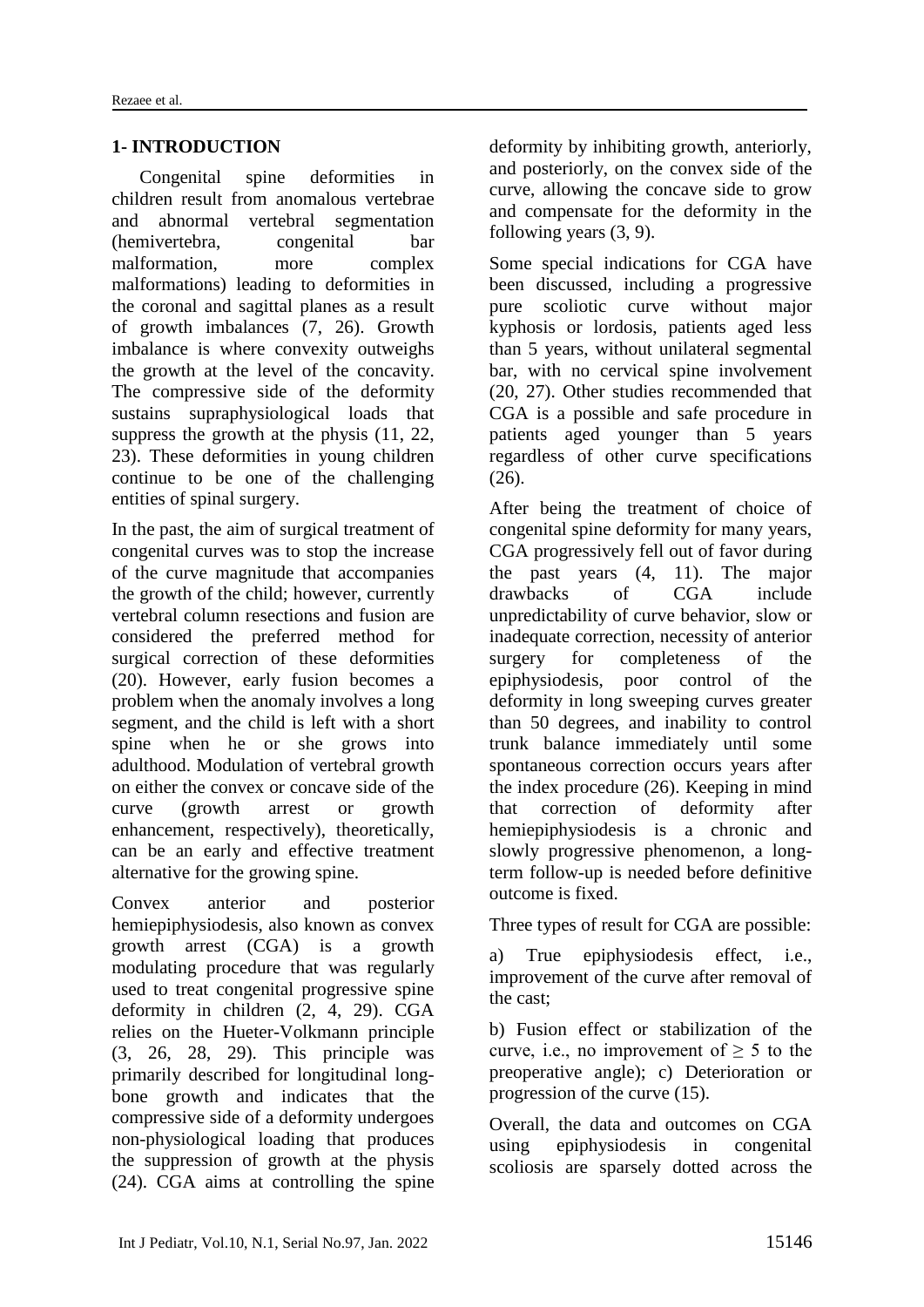## 1- INTRODUCTION

Congenital spine deformities in children result from anomalous vertebrae and abnormal vertebral segmentation (hemivertebra, congenital bar malformation, more complex malformations) leading to deformities in the coronal and sagittal planes as a result of growth imbalances (7, 26). Growth imbalance is where convexity outweighs the growth at the level of the concavity. The compressive side of the deformity sustains supraphysiological loads that suppress the growth at the physis (11, 22, 23). These deformities in young children continue to be one of the challenging entities of spinal surgery.

In the past, the aim of surgical treatment of congenital curves was to stop the increase of the curve magnitude that accompanies the growth of the child; however, currently vertebral column resections and fusion are considered the preferred method for surgical correction of these deformities (20). However, early fusion becomes a problem when the anomaly involves a long segment, and the child is left with a short spine when he or she grows into adulthood. Modulation of vertebral growth on either the convex or concave side of the curve (growth arrest or growth enhancement, respectively), theoretically, can be an early and effective treatment alternative for the growing spine.

Convex anterior and posterior hemiepiphysiodesis, also known as convex growth arrest (CGA) is a growth modulating procedure that was regularly used to treat congenital progressive spine deformity in children (2, 4, 29). CGA relies on the Hueter-Volkmann principle (3, 26, 28, 29). This principle was primarily described for longitudinal long-bone growth and indicates that the compressive side of a deformity undergoes non-physiological loading that produces the suppression of growth at the physis (24). CGA aims at controlling the spine deformity by inhibiting growth, anteriorly, and posteriorly, on the convex side of the curve, allowing the concave side to grow and compensate for the deformity in the following years (3, 9).

Some special indications for CGA have been discussed, including a progressive pure scoliotic curve without major kyphosis or lordosis, patients aged less than 5 years, without unilateral segmental bar, with no cervical spine involvement (20, 27). Other studies recommended that CGA is a possible and safe procedure in patients aged younger than 5 years regardless of other curve specifications (26).

After being the treatment of choice of congenital spine deformity for many years, CGA progressively fell out of favor during the past years (4, 11). The major drawbacks of CGA include unpredictability of curve behavior, slow or inadequate correction, necessity of anterior surgery for completeness of the epiphysiodesis, poor control of the deformity in long sweeping curves greater than 50 degrees, and inability to control trunk balance immediately until some spontaneous correction occurs years after the index procedure (26). Keeping in mind that correction of deformity after hemiepiphysiodesis is a chronic and slowly progressive phenomenon, a long-term follow-up is needed before definitive outcome is fixed.

Three types of result for CGA are possible:

a) True epiphysiodesis effect, i.e., improvement of the curve after removal of the cast;

b) Fusion effect or stabilization of the curve, i.e., no improvement of $\geq 5$ to the preoperative angle); c) Deterioration or progression of the curve (15).

Overall, the data and outcomes on CGA using epiphysiodesis in congenital scoliosis are sparsely dotted across the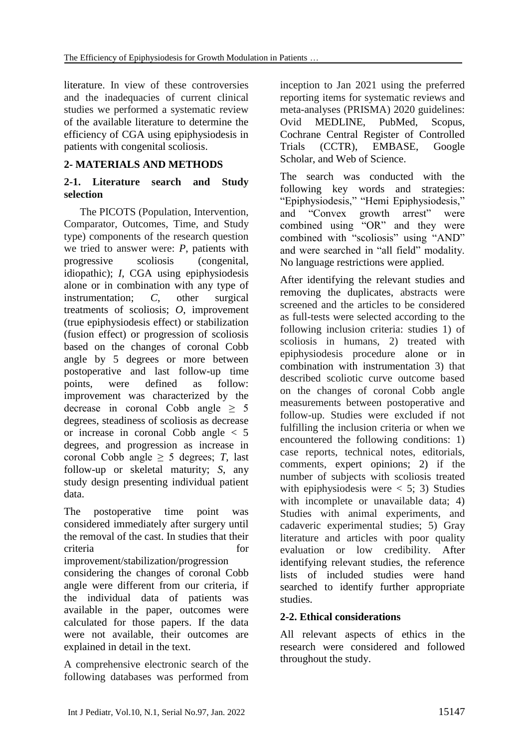literature. In view of these controversies and the inadequacies of current clinical studies we performed a systematic review of the available literature to determine the efficiency of CGA using epiphysiodesis in patients with congenital scoliosis.

## 2- MATERIALS AND METHODS

### 2-1. Literature search and Study selection

The PICOTS (Population, Intervention, Comparator, Outcomes, Time, and Study type) components of the research question we tried to answer were: *P*, patients with progressive scoliosis (congenital, idiopathic); *I*, CGA using epiphysiodesis alone or in combination with any type of instrumentation; *C*, other surgical treatments of scoliosis; *O*, improvement (true epiphysiodesis effect) or stabilization (fusion effect) or progression of scoliosis based on the changes of coronal Cobb angle by 5 degrees or more between postoperative and last follow-up time points, were defined as follow: improvement was characterized by the decrease in coronal Cobb angle $\geq$ 5 degrees, steadiness of scoliosis as decrease or increase in coronal Cobb angle < 5 degrees, and progression as increase in coronal Cobb angle $\geq$ 5 degrees; *T*, last follow-up or skeletal maturity; *S*, any study design presenting individual patient data.

The postoperative time point was considered immediately after surgery until the removal of the cast. In studies that their criteria for improvement/stabilization/progression considering the changes of coronal Cobb angle were different from our criteria, if the individual data of patients was available in the paper, outcomes were calculated for those papers. If the data were not available, their outcomes are explained in detail in the text.

A comprehensive electronic search of the following databases was performed from inception to Jan 2021 using the preferred reporting items for systematic reviews and meta-analyses (PRISMA) 2020 guidelines: Ovid MEDLINE, PubMed, Scopus, Cochrane Central Register of Controlled Trials (CCTR), EMBASE, Google Scholar, and Web of Science.

The search was conducted with the following key words and strategies: "Epiphysiodesis," "Hemi Epiphysiodesis," and "Convex growth arrest" were combined using "OR" and they were combined with "scoliosis" using "AND" and were searched in "all field" modality. No language restrictions were applied.

After identifying the relevant studies and removing the duplicates, abstracts were screened and the articles to be considered as full-tests were selected according to the following inclusion criteria: studies 1) of scoliosis in humans, 2) treated with epiphysiodesis procedure alone or in combination with instrumentation 3) that described scoliotic curve outcome based on the changes of coronal Cobb angle measurements between postoperative and follow-up. Studies were excluded if not fulfilling the inclusion criteria or when we encountered the following conditions: 1) case reports, technical notes, editorials, comments, expert opinions; 2) if the number of subjects with scoliosis treated with epiphysiodesis were < 5; 3) Studies with incomplete or unavailable data; 4) Studies with animal experiments, and cadaveric experimental studies; 5) Gray literature and articles with poor quality evaluation or low credibility. After identifying relevant studies, the reference lists of included studies were hand searched to identify further appropriate studies.

### 2-2. Ethical considerations

All relevant aspects of ethics in the research were considered and followed throughout the study.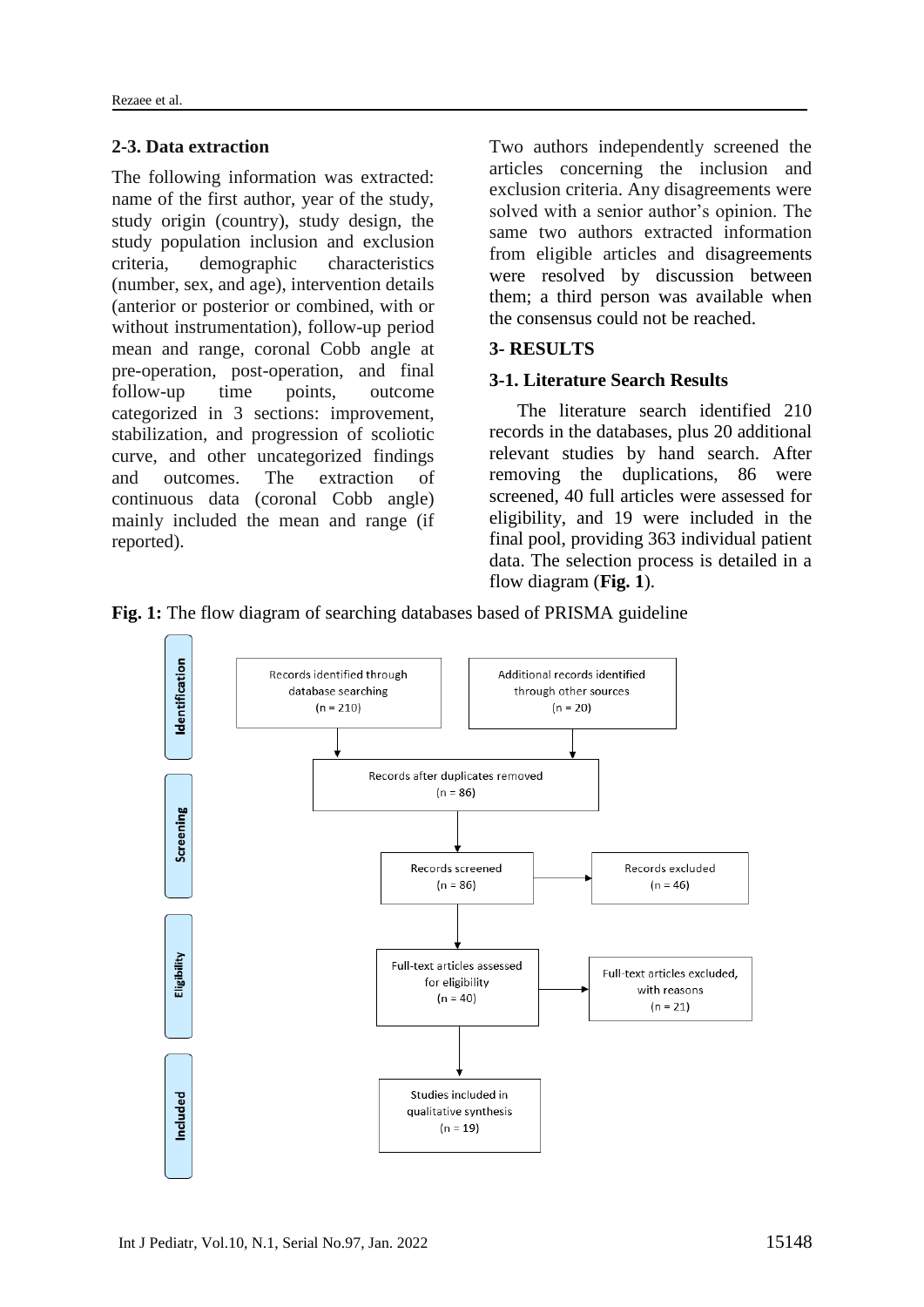### 2-3. Data extraction

The following information was extracted: name of the first author, year of the study, study origin (country), study design, the study population inclusion and exclusion criteria, demographic characteristics (number, sex, and age), intervention details (anterior or posterior or combined, with or without instrumentation), follow-up period mean and range, coronal Cobb angle at pre-operation, post-operation, and final follow-up time points, outcome categorized in 3 sections: improvement, stabilization, and progression of scoliotic curve, and other uncategorized findings and outcomes. The extraction of continuous data (coronal Cobb angle) mainly included the mean and range (if reported).

Two authors independently screened the articles concerning the inclusion and exclusion criteria. Any disagreements were solved with a senior author's opinion. The same two authors extracted information from eligible articles and disagreements were resolved by discussion between them; a third person was available when the consensus could not be reached.

## 3- RESULTS

### 3-1. Literature Search Results

The literature search identified 210 records in the databases, plus 20 additional relevant studies by hand search. After removing the duplications, 86 were screened, 40 full articles were assessed for eligibility, and 19 were included in the final pool, providing 363 individual patient data. The selection process is detailed in a flow diagram (**Fig. 1**).

**Fig. 1:** The flow diagram of searching databases based of PRISMA guideline

Identification:
- Records identified through database searching (n = 210)
- Additional records identified through other sources (n = 20)

Records after duplicates removed (n = 86)

Screening:
- Records screened (n = 86)
- Records excluded (n = 46)

Eligibility:
- Full-text articles assessed for eligibility (n = 40)
- Full-text articles excluded, with reasons (n = 21)

Included:
- Studies included in qualitative synthesis (n = 19)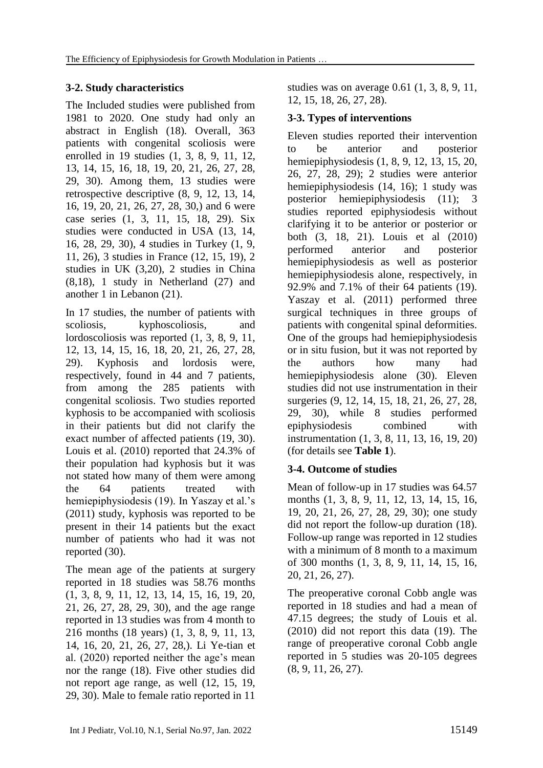### 3-2. Study characteristics

The Included studies were published from 1981 to 2020. One study had only an abstract in English (18). Overall, 363 patients with congenital scoliosis were enrolled in 19 studies (1, 3, 8, 9, 11, 12, 13, 14, 15, 16, 18, 19, 20, 21, 26, 27, 28, 29, 30). Among them, 13 studies were retrospective descriptive (8, 9, 12, 13, 14, 16, 19, 20, 21, 26, 27, 28, 30,) and 6 were case series (1, 3, 11, 15, 18, 29). Six studies were conducted in USA (13, 14, 16, 28, 29, 30), 4 studies in Turkey (1, 9, 11, 26), 3 studies in France (12, 15, 19), 2 studies in UK (3,20), 2 studies in China (8,18), 1 study in Netherland (27) and another 1 in Lebanon (21).

In 17 studies, the number of patients with scoliosis, kyphoscoliosis, and lordoscoliosis was reported (1, 3, 8, 9, 11, 12, 13, 14, 15, 16, 18, 20, 21, 26, 27, 28, 29). Kyphosis and lordosis were, respectively, found in 44 and 7 patients, from among the 285 patients with congenital scoliosis. Two studies reported kyphosis to be accompanied with scoliosis in their patients but did not clarify the exact number of affected patients (19, 30). Louis et al. (2010) reported that 24.3% of their population had kyphosis but it was not stated how many of them were among the 64 patients treated with hemiepiphysiodesis (19). In Yaszay et al.'s (2011) study, kyphosis was reported to be present in their 14 patients but the exact number of patients who had it was not reported (30).

The mean age of the patients at surgery reported in 18 studies was 58.76 months (1, 3, 8, 9, 11, 12, 13, 14, 15, 16, 19, 20, 21, 26, 27, 28, 29, 30), and the age range reported in 13 studies was from 4 month to 216 months (18 years) (1, 3, 8, 9, 11, 13, 14, 16, 20, 21, 26, 27, 28,). Li Ye-tian et al. (2020) reported neither the age's mean nor the range (18). Five other studies did not report age range, as well (12, 15, 19, 29, 30). Male to female ratio reported in 11 studies was on average 0.61 (1, 3, 8, 9, 11, 12, 15, 18, 26, 27, 28).

### 3-3. Types of interventions

Eleven studies reported their intervention to be anterior and posterior hemiepiphysiodesis (1, 8, 9, 12, 13, 15, 20, 26, 27, 28, 29); 2 studies were anterior hemiepiphysiodesis (14, 16); 1 study was posterior hemiepiphysiodesis (11); 3 studies reported epiphysiodesis without clarifying it to be anterior or posterior or both (3, 18, 21). Louis et al (2010) performed anterior and posterior hemiepiphysiodesis as well as posterior hemiepiphysiodesis alone, respectively, in 92.9% and 7.1% of their 64 patients (19). Yaszay et al. (2011) performed three surgical techniques in three groups of patients with congenital spinal deformities. One of the groups had hemiepiphysiodesis or in situ fusion, but it was not reported by the authors how many had hemiepiphysiodesis alone (30). Eleven studies did not use instrumentation in their surgeries (9, 12, 14, 15, 18, 21, 26, 27, 28, 29, 30), while 8 studies performed epiphysiodesis combined with instrumentation (1, 3, 8, 11, 13, 16, 19, 20) (for details see **Table 1**).

### 3-4. Outcome of studies

Mean of follow-up in 17 studies was 64.57 months (1, 3, 8, 9, 11, 12, 13, 14, 15, 16, 19, 20, 21, 26, 27, 28, 29, 30); one study did not report the follow-up duration (18). Follow-up range was reported in 12 studies with a minimum of 8 month to a maximum of 300 months (1, 3, 8, 9, 11, 14, 15, 16, 20, 21, 26, 27).

The preoperative coronal Cobb angle was reported in 18 studies and had a mean of 47.15 degrees; the study of Louis et al. (2010) did not report this data (19). The range of preoperative coronal Cobb angle reported in 5 studies was 20-105 degrees (8, 9, 11, 26, 27).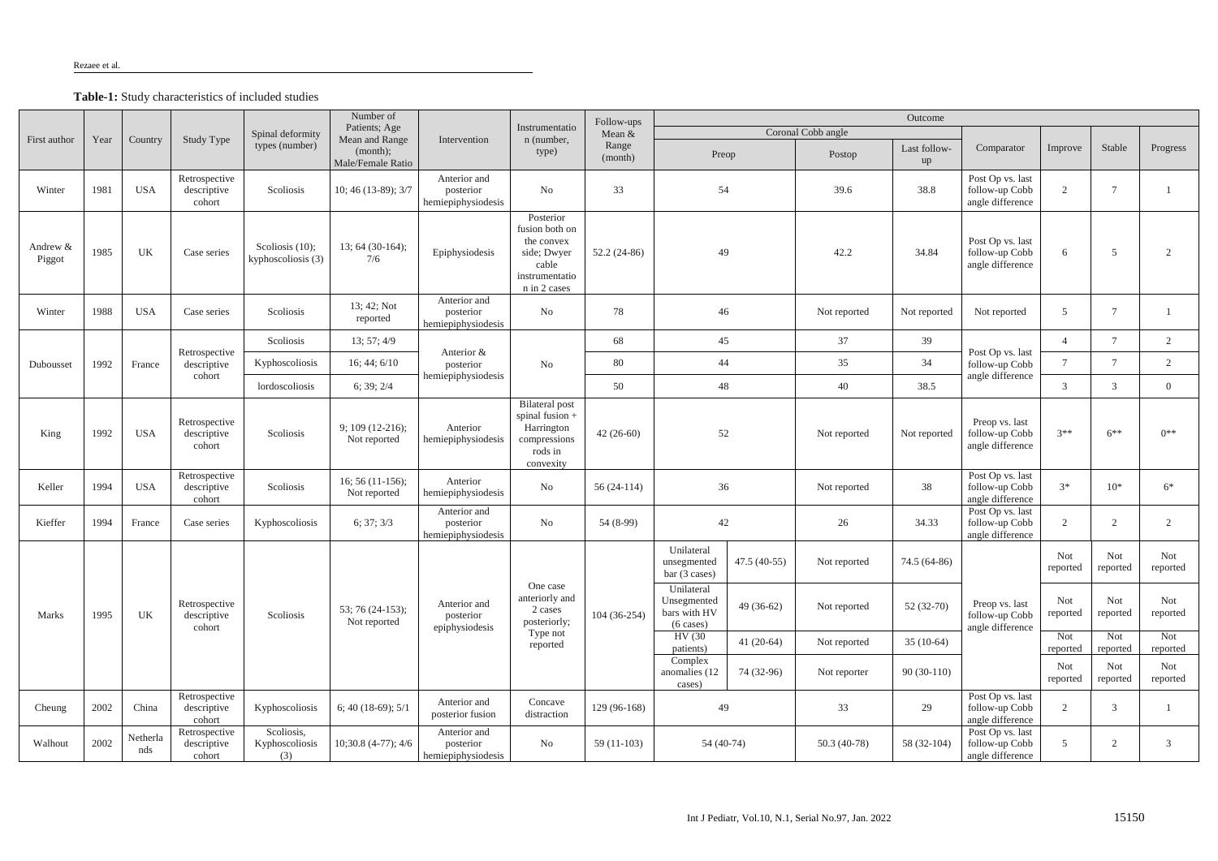**Table-1:** Study characteristics of included studies

| First author | Year | Country | Study Type | Spinal deformity types (number) | Number of Patients; Age Mean and Range (month); Male/Female Ratio | Intervention | Instrumentation (number, type) | Follow-ups Mean & Range (month) | Outcome | | | | | | | |
|---|---|---|---|---|---|---|---|---|---|---|---|---|---|---|---|---|
| | | | | | | | | | Coronal Cobb angle | | | | Comparator | Improve | Stable | Progress |
| | | | | | | | | | Preop | | Postop | Last follow-up | | | | |
| Winter | 1981 | USA | Retrospective descriptive cohort | Scoliosis | 10; 46 (13-89); 3/7 | Anterior and posterior hemiepiphysiodesis | No | 33 | 54 | | 39.6 | 38.8 | Post Op vs. last follow-up Cobb angle difference | 2 | 7 | 1 |
| Andrew & Piggot | 1985 | UK | Case series | Scoliosis (10); kyphoscoliosis (3) | 13; 64 (30-164); 7/6 | Epiphysiodesis | Posterior fusion both on the convex side; Dwyer cable instrumentation in 2 cases | 52.2 (24-86) | 49 | | 42.2 | 34.84 | Post Op vs. last follow-up Cobb angle difference | 6 | 5 | 2 |
| Winter | 1988 | USA | Case series | Scoliosis | 13; 42; Not reported | Anterior and posterior hemiepiphysiodesis | No | 78 | 46 | | Not reported | Not reported | Not reported | 5 | 7 | 1 |
| Dubousset | 1992 | France | Retrospective descriptive cohort | Scoliosis | 13; 57; 4/9 | Anterior & posterior hemiepiphysiodesis | No | 68 | 45 | | 37 | 39 | Post Op vs. last follow-up Cobb angle difference | 4 | 7 | 2 |
| | | | | Kyphoscoliosis | 16; 44; 6/10 | | | 80 | 44 | | 35 | 34 | | 7 | 7 | 2 |
| | | | | lordoscoliosis | 6; 39; 2/4 | | | 50 | 48 | | 40 | 38.5 | | 3 | 3 | 0 |
| King | 1992 | USA | Retrospective descriptive cohort | Scoliosis | 9; 109 (12-216); Not reported | Anterior hemiepiphysiodesis | Bilateral post spinal fusion + Harrington compressions rods in convexity | 42 (26-60) | 52 | | Not reported | Not reported | Preop vs. last follow-up Cobb angle difference | 3** | 6** | 0** |
| Keller | 1994 | USA | Retrospective descriptive cohort | Scoliosis | 16; 56 (11-156); Not reported | Anterior hemiepiphysiodesis | No | 56 (24-114) | 36 | | Not reported | 38 | Post Op vs. last follow-up Cobb angle difference | 3* | 10* | 6* |
| Kieffer | 1994 | France | Case series | Kyphoscoliosis | 6; 37; 3/3 | Anterior and posterior hemiepiphysiodesis | No | 54 (8-99) | 42 | | 26 | 34.33 | Post Op vs. last follow-up Cobb angle difference | 2 | 2 | 2 |
| Marks | 1995 | UK | Retrospective descriptive cohort | Scoliosis | 53; 76 (24-153); Not reported | Anterior and posterior epiphysiodesis | One case anteriorly and 2 cases posteriorly; Type not reported | 104 (36-254) | Unilateral unsegmented bar (3 cases) | 47.5 (40-55) | Not reported | 74.5 (64-86) | Preop vs. last follow-up Cobb angle difference | Not reported | Not reported | Not reported |
| | | | | | | | | | Unilateral Unsegmented bars with HV (6 cases) | 49 (36-62) | Not reported | 52 (32-70) | | Not reported | Not reported | Not reported |
| | | | | | | | | | HV (30 patients) | 41 (20-64) | Not reported | 35 (10-64) | | Not reported | Not reported | Not reported |
| | | | | | | | | | Complex anomalies (12 cases) | 74 (32-96) | Not reporter | 90 (30-110) | | Not reported | Not reported | Not reported |
| Cheung | 2002 | China | Retrospective descriptive cohort | Kyphoscoliosis | 6; 40 (18-69); 5/1 | Anterior and posterior fusion | Concave distraction | 129 (96-168) | 49 | | 33 | 29 | Post Op vs. last follow-up Cobb angle difference | 2 | 3 | 1 |
| Walhout | 2002 | Netherlands | Retrospective descriptive cohort | Scoliosis, Kyphoscoliosis (3) | 10;30.8 (4-77); 4/6 | Anterior and posterior hemiepiphysiodesis | No | 59 (11-103) | 54 (40-74) | | 50.3 (40-78) | 58 (32-104) | Post Op vs. last follow-up Cobb angle difference | 5 | 2 | 3 |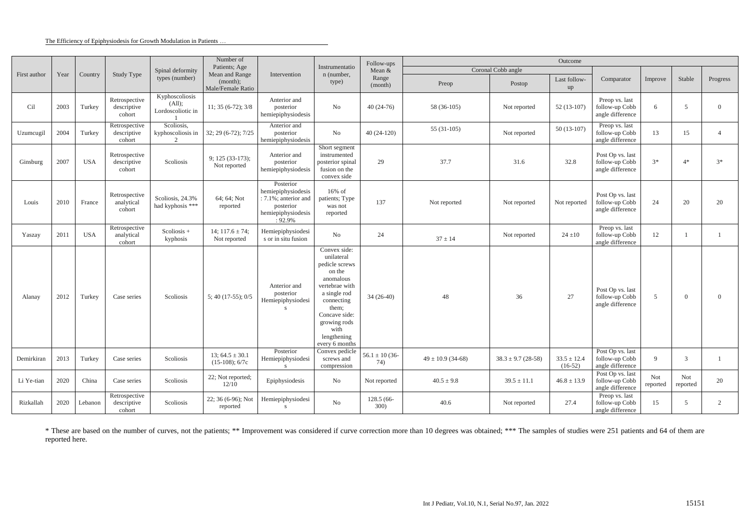| First author | Year | Country | Study Type | Spinal deformity types (number) | Number of Patients; Age Mean and Range (month); Male/Female Ratio | Intervention | Instrumentation (number, type) | Follow-ups Mean & Range (month) | Outcome | | | | | | |
|---|---|---|---|---|---|---|---|---|---|---|---|---|---|---|---|
| | | | | | | | | | Coronal Cobb angle | | | Comparator | Improve | Stable | Progress |
| | | | | | | | | | Preop | Postop | Last follow-up | | | | |
| Cil | 2003 | Turkey | Retrospective descriptive cohort | Kyphoscoliosis (All); Lordoscoliotic in 1 | 11; 35 (6-72); 3/8 | Anterior and posterior hemiepiphysiodesis | No | 40 (24-76) | 58 (36-105) | Not reported | 52 (13-107) | Preop vs. last follow-up Cobb angle difference | 6 | 5 | 0 |
| Uzumcugil | 2004 | Turkey | Retrospective descriptive cohort | Scoliosis, kyphoscoliosis in 2 | 32; 29 (6-72); 7/25 | Anterior and posterior hemiepiphysiodesis | No | 40 (24-120) | 55 (31-105) | Not reported | 50 (13-107) | Preop vs. last follow-up Cobb angle difference | 13 | 15 | 4 |
| Ginsburg | 2007 | USA | Retrospective descriptive cohort | Scoliosis | 9; 125 (33-173); Not reported | Anterior and posterior hemiepiphysiodesis | Short segment instrumented posterior spinal fusion on the convex side | 29 | 37.7 | 31.6 | 32.8 | Post Op vs. last follow-up Cobb angle difference | 3* | 4* | 3* |
| Louis | 2010 | France | Retrospective analytical cohort | Scoliosis, 24.3% had kyphosis *** | 64; 64; Not reported | Posterior hemiepiphysiodesis : 7.1%; anterior and posterior hemiepiphysiodesis : 92.9% | 16% of patients; Type was not reported | 137 | Not reported | Not reported | Not reported | Post Op vs. last follow-up Cobb angle difference | 24 | 20 | 20 |
| Yaszay | 2011 | USA | Retrospective analytical cohort | Scoliosis + kyphosis | 14; 117.6 ± 74; Not reported | Hemiepiphysiodesis or in situ fusion | No | 24 | 37 ± 14 | Not reported | 24 ±10 | Preop vs. last follow-up Cobb angle difference | 12 | 1 | 1 |
| Alanay | 2012 | Turkey | Case series | Scoliosis | 5; 40 (17-55); 0/5 | Anterior and posterior Hemiepiphysiodesis | Convex side: unilateral pedicle screws on the anomalous vertebrae with a single rod connecting them; Concave side: growing rods with lengthening every 6 months | 34 (26-40) | 48 | 36 | 27 | Post Op vs. last follow-up Cobb angle difference | 5 | 0 | 0 |
| Demirkiran | 2013 | Turkey | Case series | Scoliosis | 13; 64.5 ± 30.1 (15-108); 6/7c | Posterior Hemiepiphysiodesis | Convex pedicle screws and compression | 56.1 ± 10 (36-74) | 49 ± 10.9 (34-68) | 38.3 ± 9.7 (28-58) | 33.5 ± 12.4 (16-52) | Post Op vs. last follow-up Cobb angle difference | 9 | 3 | 1 |
| Li Ye-tian | 2020 | China | Case series | Scoliosis | 22; Not reported; 12/10 | Epiphysiodesis | No | Not reported | 40.5 ± 9.8 | 39.5 ± 11.1 | 46.8 ± 13.9 | Post Op vs. last follow-up Cobb angle difference | Not reported | Not reported | 20 |
| Rizkallah | 2020 | Lebanon | Retrospective descriptive cohort | Scoliosis | 22; 36 (6-96); Not reported | Hemiepiphysiodesis | No | 128.5 (66-300) | 40.6 | Not reported | 27.4 | Preop vs. last follow-up Cobb angle difference | 15 | 5 | 2 |

\* These are based on the number of curves, not the patients; ** Improvement was considered if curve correction more than 10 degrees was obtained; *** The samples of studies were 251 patients and 64 of them are reported here.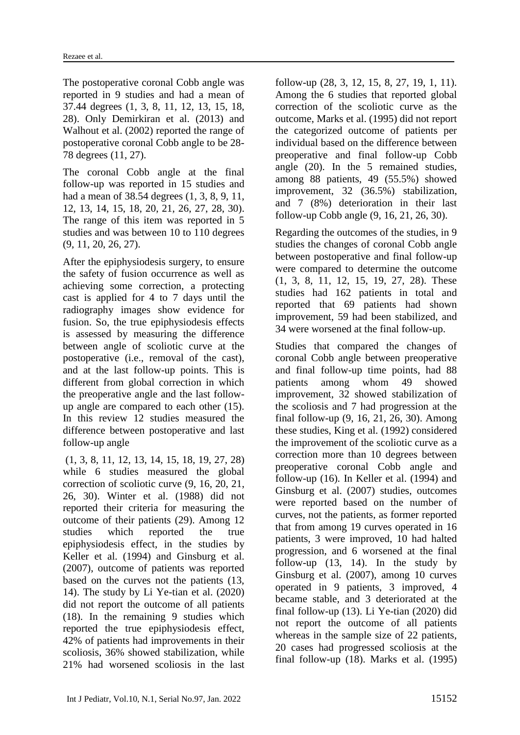The postoperative coronal Cobb angle was reported in 9 studies and had a mean of 37.44 degrees (1, 3, 8, 11, 12, 13, 15, 18, 28). Only Demirkiran et al. (2013) and Walhout et al. (2002) reported the range of postoperative coronal Cobb angle to be 28-78 degrees (11, 27).

The coronal Cobb angle at the final follow-up was reported in 15 studies and had a mean of 38.54 degrees (1, 3, 8, 9, 11, 12, 13, 14, 15, 18, 20, 21, 26, 27, 28, 30). The range of this item was reported in 5 studies and was between 10 to 110 degrees (9, 11, 20, 26, 27).

After the epiphysiodesis surgery, to ensure the safety of fusion occurrence as well as achieving some correction, a protecting cast is applied for 4 to 7 days until the radiography images show evidence for fusion. So, the true epiphysiodesis effects is assessed by measuring the difference between angle of scoliotic curve at the postoperative (i.e., removal of the cast), and at the last follow-up points. This is different from global correction in which the preoperative angle and the last follow-up angle are compared to each other (15). In this review 12 studies measured the difference between postoperative and last follow-up angle

(1, 3, 8, 11, 12, 13, 14, 15, 18, 19, 27, 28) while 6 studies measured the global correction of scoliotic curve (9, 16, 20, 21, 26, 30). Winter et al. (1988) did not reported their criteria for measuring the outcome of their patients (29). Among 12 studies which reported the true epiphysiodesis effect, in the studies by Keller et al. (1994) and Ginsburg et al. (2007), outcome of patients was reported based on the curves not the patients (13, 14). The study by Li Ye-tian et al. (2020) did not report the outcome of all patients (18). In the remaining 9 studies which reported the true epiphysiodesis effect, 42% of patients had improvements in their scoliosis, 36% showed stabilization, while 21% had worsened scoliosis in the last follow-up (28, 3, 12, 15, 8, 27, 19, 1, 11). Among the 6 studies that reported global correction of the scoliotic curve as the outcome, Marks et al. (1995) did not report the categorized outcome of patients per individual based on the difference between preoperative and final follow-up Cobb angle (20). In the 5 remained studies, among 88 patients, 49 (55.5%) showed improvement, 32 (36.5%) stabilization, and 7 (8%) deterioration in their last follow-up Cobb angle (9, 16, 21, 26, 30).

Regarding the outcomes of the studies, in 9 studies the changes of coronal Cobb angle between postoperative and final follow-up were compared to determine the outcome (1, 3, 8, 11, 12, 15, 19, 27, 28). These studies had 162 patients in total and reported that 69 patients had shown improvement, 59 had been stabilized, and 34 were worsened at the final follow-up.

Studies that compared the changes of coronal Cobb angle between preoperative and final follow-up time points, had 88 patients among whom 49 showed improvement, 32 showed stabilization of the scoliosis and 7 had progression at the final follow-up (9, 16, 21, 26, 30). Among these studies, King et al. (1992) considered the improvement of the scoliotic curve as a correction more than 10 degrees between preoperative coronal Cobb angle and follow-up (16). In Keller et al. (1994) and Ginsburg et al. (2007) studies, outcomes were reported based on the number of curves, not the patients, as former reported that from among 19 curves operated in 16 patients, 3 were improved, 10 had halted progression, and 6 worsened at the final follow-up (13, 14). In the study by Ginsburg et al. (2007), among 10 curves operated in 9 patients, 3 improved, 4 became stable, and 3 deteriorated at the final follow-up (13). Li Ye-tian (2020) did not report the outcome of all patients whereas in the sample size of 22 patients, 20 cases had progressed scoliosis at the final follow-up (18). Marks et al. (1995)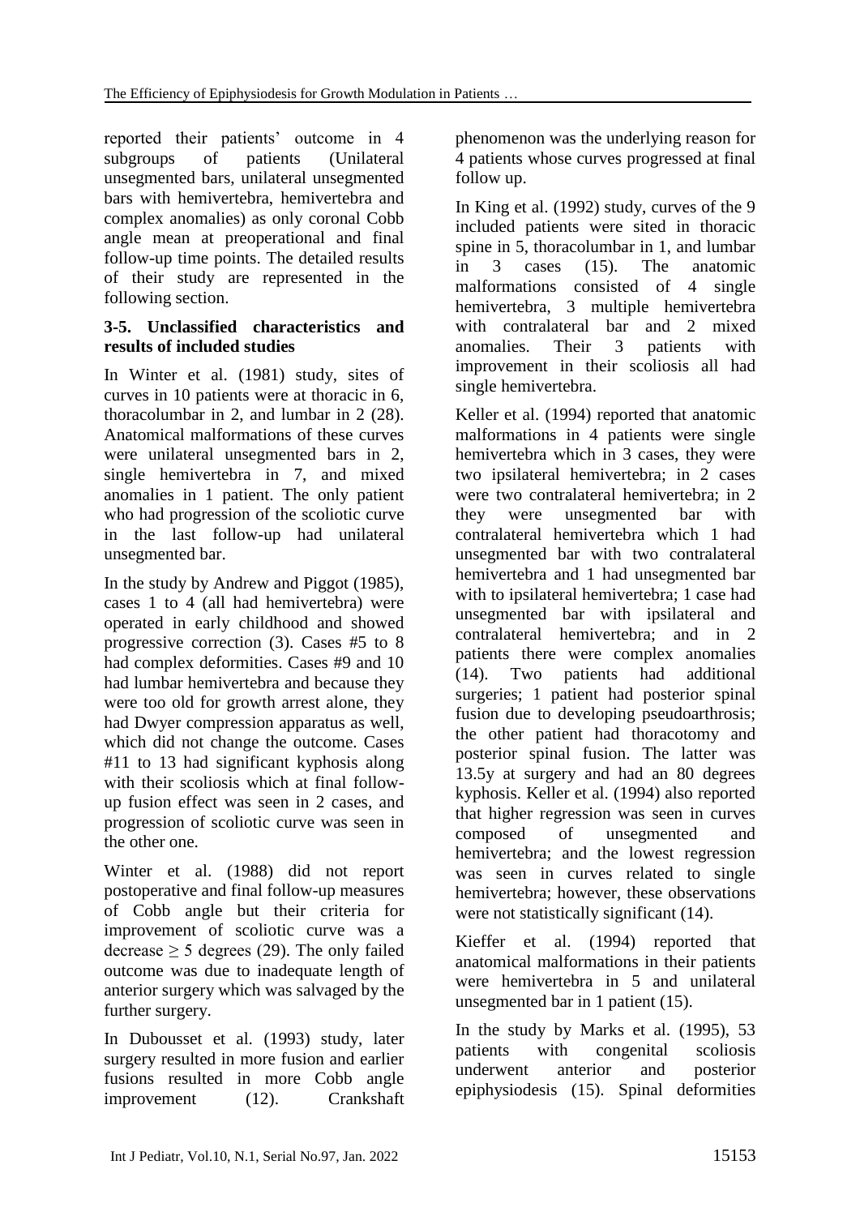reported their patients' outcome in 4 subgroups of patients (Unilateral unsegmented bars, unilateral unsegmented bars with hemivertebra, hemivertebra and complex anomalies) as only coronal Cobb angle mean at preoperational and final follow-up time points. The detailed results of their study are represented in the following section.

### 3-5. Unclassified characteristics and results of included studies

In Winter et al. (1981) study, sites of curves in 10 patients were at thoracic in 6, thoracolumbar in 2, and lumbar in 2 (28). Anatomical malformations of these curves were unilateral unsegmented bars in 2, single hemivertebra in 7, and mixed anomalies in 1 patient. The only patient who had progression of the scoliotic curve in the last follow-up had unilateral unsegmented bar.

In the study by Andrew and Piggot (1985), cases 1 to 4 (all had hemivertebra) were operated in early childhood and showed progressive correction (3). Cases #5 to 8 had complex deformities. Cases #9 and 10 had lumbar hemivertebra and because they were too old for growth arrest alone, they had Dwyer compression apparatus as well, which did not change the outcome. Cases #11 to 13 had significant kyphosis along with their scoliosis which at final follow-up fusion effect was seen in 2 cases, and progression of scoliotic curve was seen in the other one.

Winter et al. (1988) did not report postoperative and final follow-up measures of Cobb angle but their criteria for improvement of scoliotic curve was a decrease $\geq$ 5 degrees (29). The only failed outcome was due to inadequate length of anterior surgery which was salvaged by the further surgery.

In Dubousset et al. (1993) study, later surgery resulted in more fusion and earlier fusions resulted in more Cobb angle improvement (12). Crankshaft phenomenon was the underlying reason for 4 patients whose curves progressed at final follow up.

In King et al. (1992) study, curves of the 9 included patients were sited in thoracic spine in 5, thoracolumbar in 1, and lumbar in 3 cases (15). The anatomic malformations consisted of 4 single hemivertebra, 3 multiple hemivertebra with contralateral bar and 2 mixed anomalies. Their 3 patients with improvement in their scoliosis all had single hemivertebra.

Keller et al. (1994) reported that anatomic malformations in 4 patients were single hemivertebra which in 3 cases, they were two ipsilateral hemivertebra; in 2 cases were two contralateral hemivertebra; in 2 they were unsegmented bar with contralateral hemivertebra which 1 had unsegmented bar with two contralateral hemivertebra and 1 had unsegmented bar with to ipsilateral hemivertebra; 1 case had unsegmented bar with ipsilateral and contralateral hemivertebra; and in 2 patients there were complex anomalies (14). Two patients had additional surgeries; 1 patient had posterior spinal fusion due to developing pseudoarthrosis; the other patient had thoracotomy and posterior spinal fusion. The latter was 13.5y at surgery and had an 80 degrees kyphosis. Keller et al. (1994) also reported that higher regression was seen in curves composed of unsegmented and hemivertebra; and the lowest regression was seen in curves related to single hemivertebra; however, these observations were not statistically significant (14).

Kieffer et al. (1994) reported that anatomical malformations in their patients were hemivertebra in 5 and unilateral unsegmented bar in 1 patient (15).

In the study by Marks et al. (1995), 53 patients with congenital scoliosis underwent anterior and posterior epiphysiodesis (15). Spinal deformities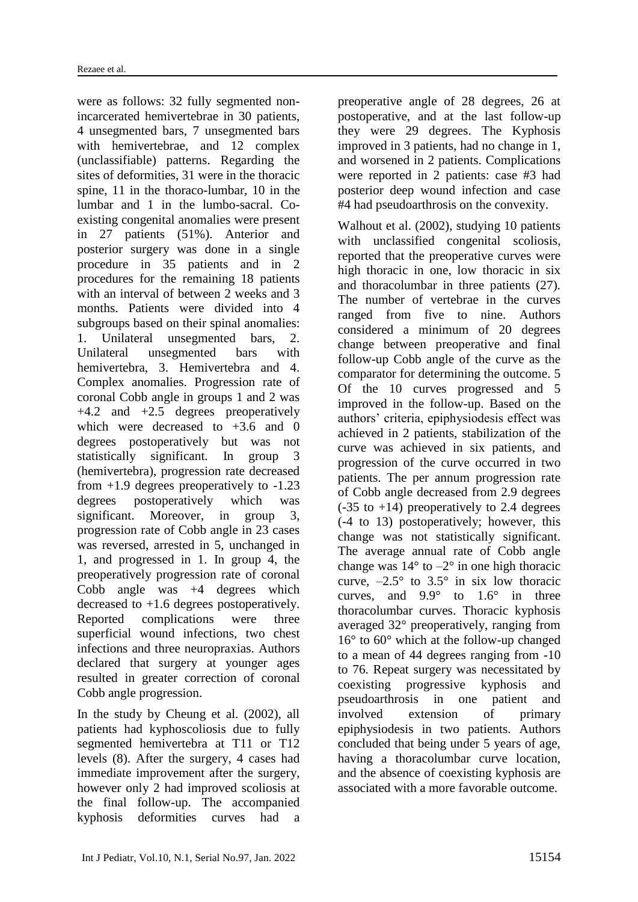were as follows: 32 fully segmented non-incarcerated hemivertebrae in 30 patients, 4 unsegmented bars, 7 unsegmented bars with hemivertebrae, and 12 complex (unclassifiable) patterns. Regarding the sites of deformities, 31 were in the thoracic spine, 11 in the thoraco-lumbar, 10 in the lumbar and 1 in the lumbo-sacral. Co-existing congenital anomalies were present in 27 patients (51%). Anterior and posterior surgery was done in a single procedure in 35 patients and in 2 procedures for the remaining 18 patients with an interval of between 2 weeks and 3 months. Patients were divided into 4 subgroups based on their spinal anomalies: 1. Unilateral unsegmented bars, 2. Unilateral unsegmented bars with hemivertebra, 3. Hemivertebra and 4. Complex anomalies. Progression rate of coronal Cobb angle in groups 1 and 2 was +4.2 and +2.5 degrees preoperatively which were decreased to +3.6 and 0 degrees postoperatively but was not statistically significant. In group 3 (hemivertebra), progression rate decreased from +1.9 degrees preoperatively to -1.23 degrees postoperatively which was significant. Moreover, in group 3, progression rate of Cobb angle in 23 cases was reversed, arrested in 5, unchanged in 1, and progressed in 1. In group 4, the preoperatively progression rate of coronal Cobb angle was +4 degrees which decreased to +1.6 degrees postoperatively. Reported complications were three superficial wound infections, two chest infections and three neuropraxias. Authors declared that surgery at younger ages resulted in greater correction of coronal Cobb angle progression.

In the study by Cheung et al. (2002), all patients had kyphoscoliosis due to fully segmented hemivertebra at T11 or T12 levels (8). After the surgery, 4 cases had immediate improvement after the surgery, however only 2 had improved scoliosis at the final follow-up. The accompanied kyphosis deformities curves had a preoperative angle of 28 degrees, 26 at postoperative, and at the last follow-up they were 29 degrees. The Kyphosis improved in 3 patients, had no change in 1, and worsened in 2 patients. Complications were reported in 2 patients: case #3 had posterior deep wound infection and case #4 had pseudoarthrosis on the convexity.

Walhout et al. (2002), studying 10 patients with unclassified congenital scoliosis, reported that the preoperative curves were high thoracic in one, low thoracic in six and thoracolumbar in three patients (27). The number of vertebrae in the curves ranged from five to nine. Authors considered a minimum of 20 degrees change between preoperative and final follow-up Cobb angle of the curve as the comparator for determining the outcome. 5 Of the 10 curves progressed and 5 improved in the follow-up. Based on the authors' criteria, epiphysiodesis effect was achieved in 2 patients, stabilization of the curve was achieved in six patients, and progression of the curve occurred in two patients. The per annum progression rate of Cobb angle decreased from 2.9 degrees (-35 to +14) preoperatively to 2.4 degrees (-4 to 13) postoperatively; however, this change was not statistically significant. The average annual rate of Cobb angle change was 14° to –2° in one high thoracic curve, –2.5° to 3.5° in six low thoracic curves, and 9.9° to 1.6° in three thoracolumbar curves. Thoracic kyphosis averaged 32° preoperatively, ranging from 16° to 60° which at the follow-up changed to a mean of 44 degrees ranging from -10 to 76. Repeat surgery was necessitated by coexisting progressive kyphosis and pseudoarthrosis in one patient and involved extension of primary epiphysiodesis in two patients. Authors concluded that being under 5 years of age, having a thoracolumbar curve location, and the absence of coexisting kyphosis are associated with a more favorable outcome.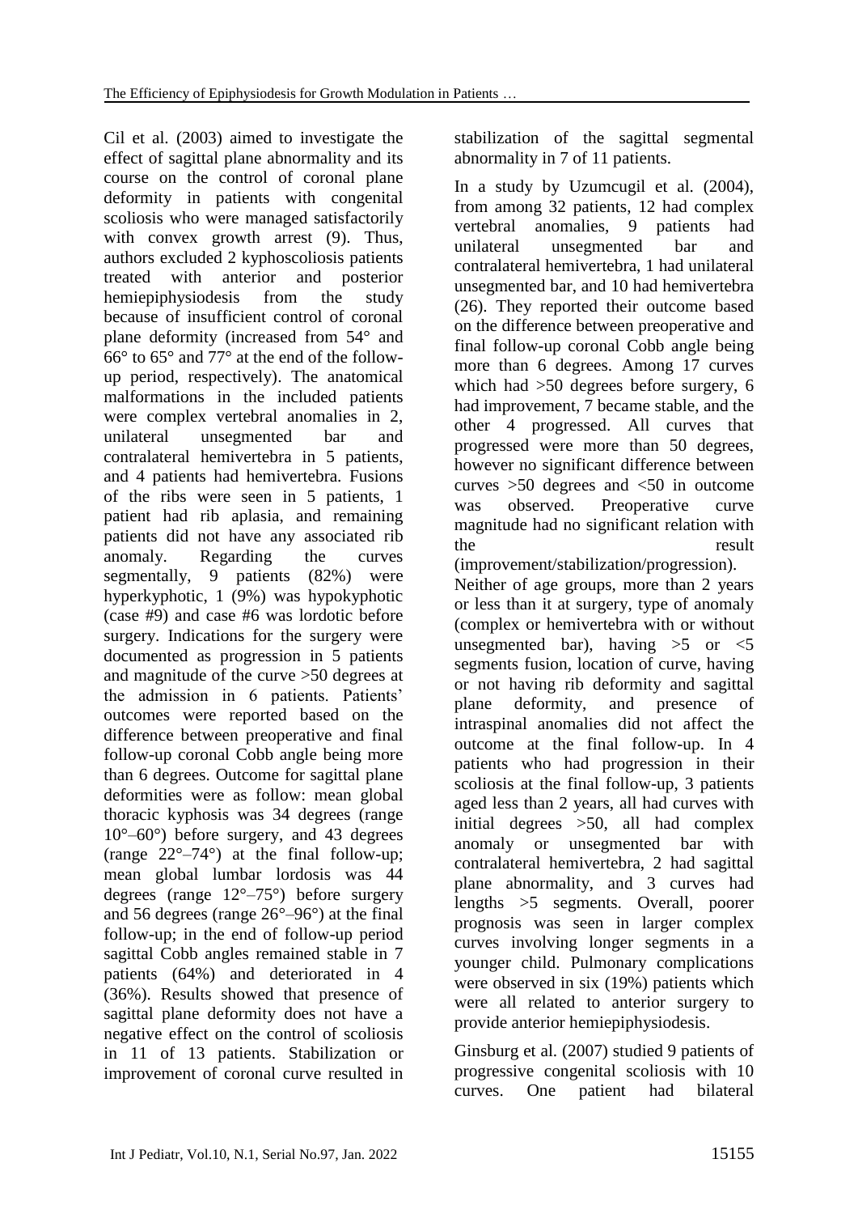Cil et al. (2003) aimed to investigate the effect of sagittal plane abnormality and its course on the control of coronal plane deformity in patients with congenital scoliosis who were managed satisfactorily with convex growth arrest (9). Thus, authors excluded 2 kyphoscoliosis patients treated with anterior and posterior hemiepiphysiodesis from the study because of insufficient control of coronal plane deformity (increased from 54° and 66° to 65° and 77° at the end of the follow-up period, respectively). The anatomical malformations in the included patients were complex vertebral anomalies in 2, unilateral unsegmented bar and contralateral hemivertebra in 5 patients, and 4 patients had hemivertebra. Fusions of the ribs were seen in 5 patients, 1 patient had rib aplasia, and remaining patients did not have any associated rib anomaly. Regarding the curves segmentally, 9 patients (82%) were hyperkyphotic, 1 (9%) was hypokyphotic (case #9) and case #6 was lordotic before surgery. Indications for the surgery were documented as progression in 5 patients and magnitude of the curve >50 degrees at the admission in 6 patients. Patients' outcomes were reported based on the difference between preoperative and final follow-up coronal Cobb angle being more than 6 degrees. Outcome for sagittal plane deformities were as follow: mean global thoracic kyphosis was 34 degrees (range 10°–60°) before surgery, and 43 degrees (range 22°–74°) at the final follow-up; mean global lumbar lordosis was 44 degrees (range 12°–75°) before surgery and 56 degrees (range 26°–96°) at the final follow-up; in the end of follow-up period sagittal Cobb angles remained stable in 7 patients (64%) and deteriorated in 4 (36%). Results showed that presence of sagittal plane deformity does not have a negative effect on the control of scoliosis in 11 of 13 patients. Stabilization or improvement of coronal curve resulted in stabilization of the sagittal segmental abnormality in 7 of 11 patients.

In a study by Uzumcugil et al. (2004), from among 32 patients, 12 had complex vertebral anomalies, 9 patients had unilateral unsegmented bar and contralateral hemivertebra, 1 had unilateral unsegmented bar, and 10 had hemivertebra (26). They reported their outcome based on the difference between preoperative and final follow-up coronal Cobb angle being more than 6 degrees. Among 17 curves which had >50 degrees before surgery, 6 had improvement, 7 became stable, and the other 4 progressed. All curves that progressed were more than 50 degrees, however no significant difference between curves >50 degrees and <50 in outcome was observed. Preoperative curve magnitude had no significant relation with the result (improvement/stabilization/progression). Neither of age groups, more than 2 years or less than it at surgery, type of anomaly (complex or hemivertebra with or without unsegmented bar), having >5 or <5 segments fusion, location of curve, having or not having rib deformity and sagittal plane deformity, and presence of intraspinal anomalies did not affect the outcome at the final follow-up. In 4 patients who had progression in their scoliosis at the final follow-up, 3 patients aged less than 2 years, all had curves with initial degrees >50, all had complex anomaly or unsegmented bar with contralateral hemivertebra, 2 had sagittal plane abnormality, and 3 curves had lengths >5 segments. Overall, poorer prognosis was seen in larger complex curves involving longer segments in a younger child. Pulmonary complications were observed in six (19%) patients which were all related to anterior surgery to provide anterior hemiepiphysiodesis.

Ginsburg et al. (2007) studied 9 patients of progressive congenital scoliosis with 10 curves. One patient had bilateral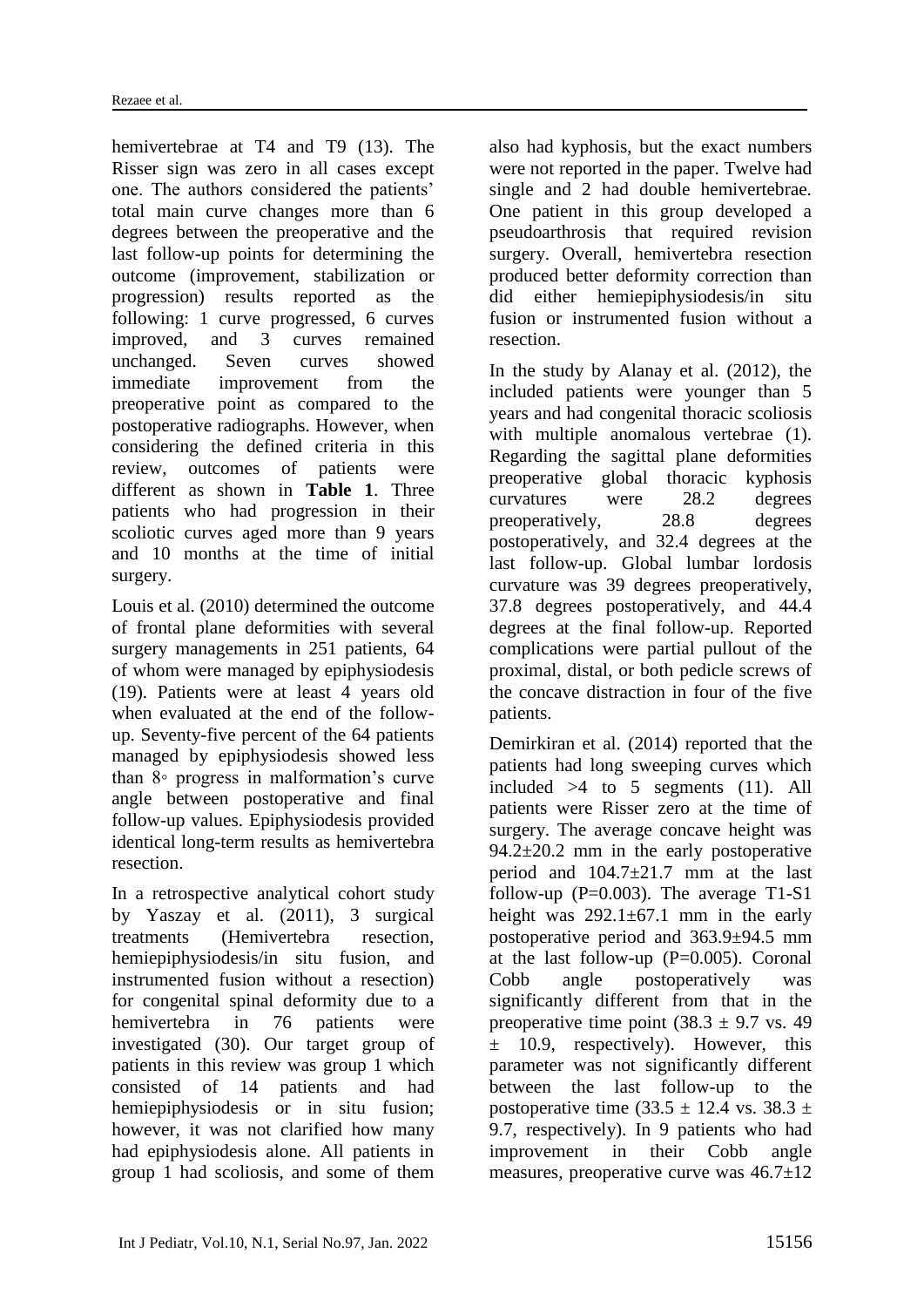hemivertebrae at T4 and T9 (13). The Risser sign was zero in all cases except one. The authors considered the patients' total main curve changes more than 6 degrees between the preoperative and the last follow-up points for determining the outcome (improvement, stabilization or progression) results reported as the following: 1 curve progressed, 6 curves improved, and 3 curves remained unchanged. Seven curves showed immediate improvement from the preoperative point as compared to the postoperative radiographs. However, when considering the defined criteria in this review, outcomes of patients were different as shown in **Table 1**. Three patients who had progression in their scoliotic curves aged more than 9 years and 10 months at the time of initial surgery.

Louis et al. (2010) determined the outcome of frontal plane deformities with several surgery managements in 251 patients, 64 of whom were managed by epiphysiodesis (19). Patients were at least 4 years old when evaluated at the end of the follow-up. Seventy-five percent of the 64 patients managed by epiphysiodesis showed less than 8◦ progress in malformation's curve angle between postoperative and final follow-up values. Epiphysiodesis provided identical long-term results as hemivertebra resection.

In a retrospective analytical cohort study by Yaszay et al. (2011), 3 surgical treatments (Hemivertebra resection, hemiepiphysiodesis/in situ fusion, and instrumented fusion without a resection) for congenital spinal deformity due to a hemivertebra in 76 patients were investigated (30). Our target group of patients in this review was group 1 which consisted of 14 patients and had hemiepiphysiodesis or in situ fusion; however, it was not clarified how many had epiphysiodesis alone. All patients in group 1 had scoliosis, and some of them also had kyphosis, but the exact numbers were not reported in the paper. Twelve had single and 2 had double hemivertebrae. One patient in this group developed a pseudoarthrosis that required revision surgery. Overall, hemivertebra resection produced better deformity correction than did either hemiepiphysiodesis/in situ fusion or instrumented fusion without a resection.

In the study by Alanay et al. (2012), the included patients were younger than 5 years and had congenital thoracic scoliosis with multiple anomalous vertebrae (1). Regarding the sagittal plane deformities preoperative global thoracic kyphosis curvatures were 28.2 degrees preoperatively, 28.8 degrees postoperatively, and 32.4 degrees at the last follow-up. Global lumbar lordosis curvature was 39 degrees preoperatively, 37.8 degrees postoperatively, and 44.4 degrees at the final follow-up. Reported complications were partial pullout of the proximal, distal, or both pedicle screws of the concave distraction in four of the five patients.

Demirkiran et al. (2014) reported that the patients had long sweeping curves which included >4 to 5 segments (11). All patients were Risser zero at the time of surgery. The average concave height was 94.2±20.2 mm in the early postoperative period and 104.7±21.7 mm at the last follow-up (P=0.003). The average T1-S1 height was 292.1±67.1 mm in the early postoperative period and 363.9±94.5 mm at the last follow-up (P=0.005). Coronal Cobb angle postoperatively was significantly different from that in the preoperative time point (38.3 ± 9.7 vs. 49 ± 10.9, respectively). However, this parameter was not significantly different between the last follow-up to the postoperative time (33.5 ± 12.4 vs. 38.3 ± 9.7, respectively). In 9 patients who had improvement in their Cobb angle measures, preoperative curve was 46.7±12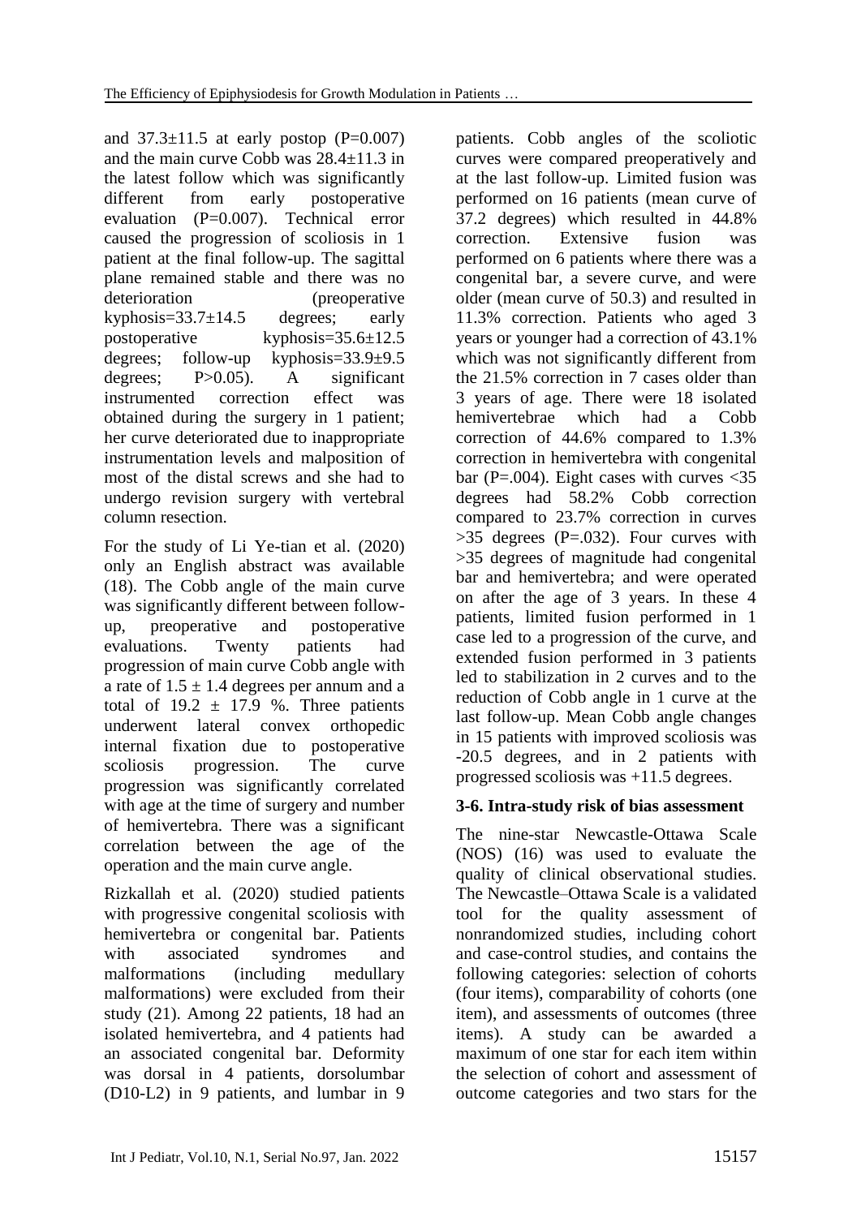and 37.3±11.5 at early postop (P=0.007) and the main curve Cobb was 28.4±11.3 in the latest follow which was significantly different from early postoperative evaluation (P=0.007). Technical error caused the progression of scoliosis in 1 patient at the final follow-up. The sagittal plane remained stable and there was no deterioration (preoperative kyphosis=33.7±14.5 degrees; early postoperative kyphosis=35.6±12.5 degrees; follow-up kyphosis=33.9±9.5 degrees; P>0.05). A significant instrumented correction effect was obtained during the surgery in 1 patient; her curve deteriorated due to inappropriate instrumentation levels and malposition of most of the distal screws and she had to undergo revision surgery with vertebral column resection.

For the study of Li Ye-tian et al. (2020) only an English abstract was available (18). The Cobb angle of the main curve was significantly different between follow-up, preoperative and postoperative evaluations. Twenty patients had progression of main curve Cobb angle with a rate of 1.5 ± 1.4 degrees per annum and a total of 19.2 ± 17.9 %. Three patients underwent lateral convex orthopedic internal fixation due to postoperative scoliosis progression. The curve progression was significantly correlated with age at the time of surgery and number of hemivertebra. There was a significant correlation between the age of the operation and the main curve angle.

Rizkallah et al. (2020) studied patients with progressive congenital scoliosis with hemivertebra or congenital bar. Patients with associated syndromes and malformations (including medullary malformations) were excluded from their study (21). Among 22 patients, 18 had an isolated hemivertebra, and 4 patients had an associated congenital bar. Deformity was dorsal in 4 patients, dorsolumbar (D10-L2) in 9 patients, and lumbar in 9 patients. Cobb angles of the scoliotic curves were compared preoperatively and at the last follow-up. Limited fusion was performed on 16 patients (mean curve of 37.2 degrees) which resulted in 44.8% correction. Extensive fusion was performed on 6 patients where there was a congenital bar, a severe curve, and were older (mean curve of 50.3) and resulted in 11.3% correction. Patients who aged 3 years or younger had a correction of 43.1% which was not significantly different from the 21.5% correction in 7 cases older than 3 years of age. There were 18 isolated hemivertebrae which had a Cobb correction of 44.6% compared to 1.3% correction in hemivertebra with congenital bar (P=.004). Eight cases with curves <35 degrees had 58.2% Cobb correction compared to 23.7% correction in curves >35 degrees (P=.032). Four curves with >35 degrees of magnitude had congenital bar and hemivertebra; and were operated on after the age of 3 years. In these 4 patients, limited fusion performed in 1 case led to a progression of the curve, and extended fusion performed in 3 patients led to stabilization in 2 curves and to the reduction of Cobb angle in 1 curve at the last follow-up. Mean Cobb angle changes in 15 patients with improved scoliosis was -20.5 degrees, and in 2 patients with progressed scoliosis was +11.5 degrees.

### 3-6. Intra-study risk of bias assessment

The nine-star Newcastle-Ottawa Scale (NOS) (16) was used to evaluate the quality of clinical observational studies. The Newcastle–Ottawa Scale is a validated tool for the quality assessment of nonrandomized studies, including cohort and case-control studies, and contains the following categories: selection of cohorts (four items), comparability of cohorts (one item), and assessments of outcomes (three items). A study can be awarded a maximum of one star for each item within the selection of cohort and assessment of outcome categories and two stars for the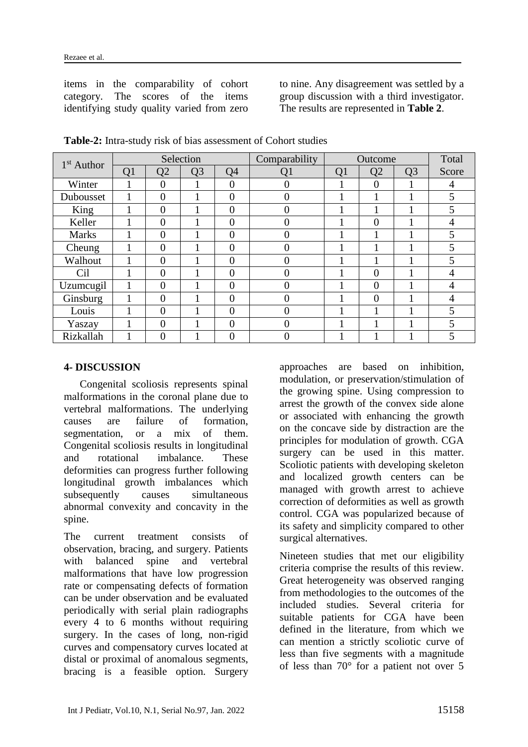items in the comparability of cohort category. The scores of the items identifying study quality varied from zero to nine. Any disagreement was settled by a group discussion with a third investigator. The results are represented in **Table 2**.

**Table-2:** Intra-study risk of bias assessment of Cohort studies

| 1st Author | Selection | | | | Comparability | Outcome | | | Total |
|---|---|---|---|---|---|---|---|---|---|
| | Q1 | Q2 | Q3 | Q4 | Q1 | Q1 | Q2 | Q3 | Score |
| Winter | 1 | 0 | 1 | 0 | 0 | 1 | 0 | 1 | 4 |
| Dubousset | 1 | 0 | 1 | 0 | 0 | 1 | 1 | 1 | 5 |
| King | 1 | 0 | 1 | 0 | 0 | 1 | 1 | 1 | 5 |
| Keller | 1 | 0 | 1 | 0 | 0 | 1 | 0 | 1 | 4 |
| Marks | 1 | 0 | 1 | 0 | 0 | 1 | 1 | 1 | 5 |
| Cheung | 1 | 0 | 1 | 0 | 0 | 1 | 1 | 1 | 5 |
| Walhout | 1 | 0 | 1 | 0 | 0 | 1 | 1 | 1 | 5 |
| Cil | 1 | 0 | 1 | 0 | 0 | 1 | 0 | 1 | 4 |
| Uzumcugil | 1 | 0 | 1 | 0 | 0 | 1 | 0 | 1 | 4 |
| Ginsburg | 1 | 0 | 1 | 0 | 0 | 1 | 0 | 1 | 4 |
| Louis | 1 | 0 | 1 | 0 | 0 | 1 | 1 | 1 | 5 |
| Yaszay | 1 | 0 | 1 | 0 | 0 | 1 | 1 | 1 | 5 |
| Rizkallah | 1 | 0 | 1 | 0 | 0 | 1 | 1 | 1 | 5 |

#### 4- DISCUSSION

Congenital scoliosis represents spinal malformations in the coronal plane due to vertebral malformations. The underlying causes are failure of formation, segmentation, or a mix of them. Congenital scoliosis results in longitudinal and rotational imbalance. These deformities can progress further following longitudinal growth imbalances which subsequently causes simultaneous abnormal convexity and concavity in the spine.

The current treatment consists of observation, bracing, and surgery. Patients with balanced spine and vertebral malformations that have low progression rate or compensating defects of formation can be under observation and be evaluated periodically with serial plain radiographs every 4 to 6 months without requiring surgery. In the cases of long, non-rigid curves and compensatory curves located at distal or proximal of anomalous segments, bracing is a feasible option. Surgery approaches are based on inhibition, modulation, or preservation/stimulation of the growing spine. Using compression to arrest the growth of the convex side alone or associated with enhancing the growth on the concave side by distraction are the principles for modulation of growth. CGA surgery can be used in this matter. Scoliotic patients with developing skeleton and localized growth centers can be managed with growth arrest to achieve correction of deformities as well as growth control. CGA was popularized because of its safety and simplicity compared to other surgical alternatives.

Nineteen studies that met our eligibility criteria comprise the results of this review. Great heterogeneity was observed ranging from methodologies to the outcomes of the included studies. Several criteria for suitable patients for CGA have been defined in the literature, from which we can mention a strictly scoliotic curve of less than five segments with a magnitude of less than 70° for a patient not over 5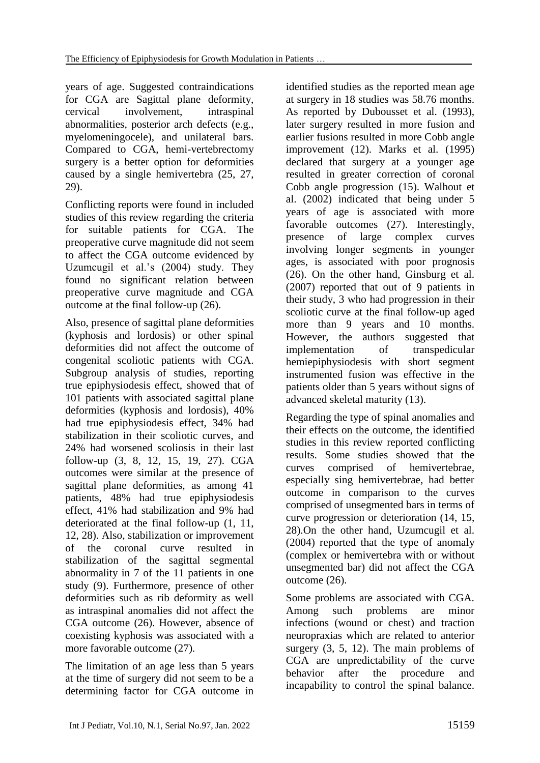years of age. Suggested contraindications for CGA are Sagittal plane deformity, cervical involvement, intraspinal abnormalities, posterior arch defects (e.g., myelomeningocele), and unilateral bars. Compared to CGA, hemi-vertebrectomy surgery is a better option for deformities caused by a single hemivertebra (25, 27, 29).

Conflicting reports were found in included studies of this review regarding the criteria for suitable patients for CGA. The preoperative curve magnitude did not seem to affect the CGA outcome evidenced by Uzumcugil et al.'s (2004) study. They found no significant relation between preoperative curve magnitude and CGA outcome at the final follow-up (26).

Also, presence of sagittal plane deformities (kyphosis and lordosis) or other spinal deformities did not affect the outcome of congenital scoliotic patients with CGA. Subgroup analysis of studies, reporting true epiphysiodesis effect, showed that of 101 patients with associated sagittal plane deformities (kyphosis and lordosis), 40% had true epiphysiodesis effect, 34% had stabilization in their scoliotic curves, and 24% had worsened scoliosis in their last follow-up (3, 8, 12, 15, 19, 27). CGA outcomes were similar at the presence of sagittal plane deformities, as among 41 patients, 48% had true epiphysiodesis effect, 41% had stabilization and 9% had deteriorated at the final follow-up (1, 11, 12, 28). Also, stabilization or improvement of the coronal curve resulted in stabilization of the sagittal segmental abnormality in 7 of the 11 patients in one study (9). Furthermore, presence of other deformities such as rib deformity as well as intraspinal anomalies did not affect the CGA outcome (26). However, absence of coexisting kyphosis was associated with a more favorable outcome (27).

The limitation of an age less than 5 years at the time of surgery did not seem to be a determining factor for CGA outcome in identified studies as the reported mean age at surgery in 18 studies was 58.76 months. As reported by Dubousset et al. (1993), later surgery resulted in more fusion and earlier fusions resulted in more Cobb angle improvement (12). Marks et al. (1995) declared that surgery at a younger age resulted in greater correction of coronal Cobb angle progression (15). Walhout et al. (2002) indicated that being under 5 years of age is associated with more favorable outcomes (27). Interestingly, presence of large complex curves involving longer segments in younger ages, is associated with poor prognosis (26). On the other hand, Ginsburg et al. (2007) reported that out of 9 patients in their study, 3 who had progression in their scoliotic curve at the final follow-up aged more than 9 years and 10 months. However, the authors suggested that implementation of transpedicular hemiepiphysiodesis with short segment instrumented fusion was effective in the patients older than 5 years without signs of advanced skeletal maturity (13).

Regarding the type of spinal anomalies and their effects on the outcome, the identified studies in this review reported conflicting results. Some studies showed that the curves comprised of hemivertebrae, especially sing hemivertebrae, had better outcome in comparison to the curves comprised of unsegmented bars in terms of curve progression or deterioration (14, 15, 28).On the other hand, Uzumcugil et al. (2004) reported that the type of anomaly (complex or hemivertebra with or without unsegmented bar) did not affect the CGA outcome (26).

Some problems are associated with CGA. Among such problems are minor infections (wound or chest) and traction neuropraxias which are related to anterior surgery (3, 5, 12). The main problems of CGA are unpredictability of the curve behavior after the procedure and incapability to control the spinal balance.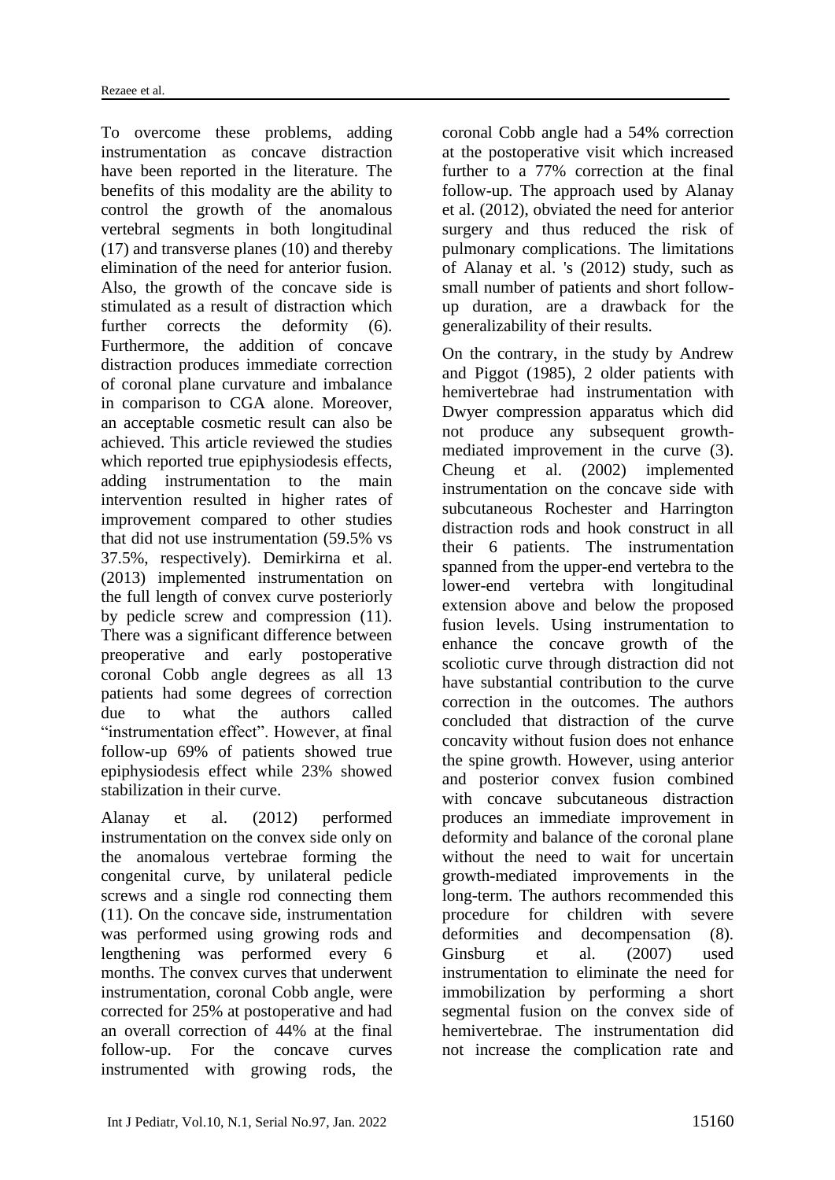To overcome these problems, adding instrumentation as concave distraction have been reported in the literature. The benefits of this modality are the ability to control the growth of the anomalous vertebral segments in both longitudinal (17) and transverse planes (10) and thereby elimination of the need for anterior fusion. Also, the growth of the concave side is stimulated as a result of distraction which further corrects the deformity (6). Furthermore, the addition of concave distraction produces immediate correction of coronal plane curvature and imbalance in comparison to CGA alone. Moreover, an acceptable cosmetic result can also be achieved. This article reviewed the studies which reported true epiphysiodesis effects, adding instrumentation to the main intervention resulted in higher rates of improvement compared to other studies that did not use instrumentation (59.5% vs 37.5%, respectively). Demirkirna et al. (2013) implemented instrumentation on the full length of convex curve posteriorly by pedicle screw and compression (11). There was a significant difference between preoperative and early postoperative coronal Cobb angle degrees as all 13 patients had some degrees of correction due to what the authors called "instrumentation effect". However, at final follow-up 69% of patients showed true epiphysiodesis effect while 23% showed stabilization in their curve.

Alanay et al. (2012) performed instrumentation on the convex side only on the anomalous vertebrae forming the congenital curve, by unilateral pedicle screws and a single rod connecting them (11). On the concave side, instrumentation was performed using growing rods and lengthening was performed every 6 months. The convex curves that underwent instrumentation, coronal Cobb angle, were corrected for 25% at postoperative and had an overall correction of 44% at the final follow-up. For the concave curves instrumented with growing rods, the coronal Cobb angle had a 54% correction at the postoperative visit which increased further to a 77% correction at the final follow-up. The approach used by Alanay et al. (2012), obviated the need for anterior surgery and thus reduced the risk of pulmonary complications. The limitations of Alanay et al. 's (2012) study, such as small number of patients and short follow-up duration, are a drawback for the generalizability of their results.

On the contrary, in the study by Andrew and Piggot (1985), 2 older patients with hemivertebrae had instrumentation with Dwyer compression apparatus which did not produce any subsequent growth-mediated improvement in the curve (3). Cheung et al. (2002) implemented instrumentation on the concave side with subcutaneous Rochester and Harrington distraction rods and hook construct in all their 6 patients. The instrumentation spanned from the upper-end vertebra to the lower-end vertebra with longitudinal extension above and below the proposed fusion levels. Using instrumentation to enhance the concave growth of the scoliotic curve through distraction did not have substantial contribution to the curve correction in the outcomes. The authors concluded that distraction of the curve concavity without fusion does not enhance the spine growth. However, using anterior and posterior convex fusion combined with concave subcutaneous distraction produces an immediate improvement in deformity and balance of the coronal plane without the need to wait for uncertain growth-mediated improvements in the long-term. The authors recommended this procedure for children with severe deformities and decompensation (8). Ginsburg et al. (2007) used instrumentation to eliminate the need for immobilization by performing a short segmental fusion on the convex side of hemivertebrae. The instrumentation did not increase the complication rate and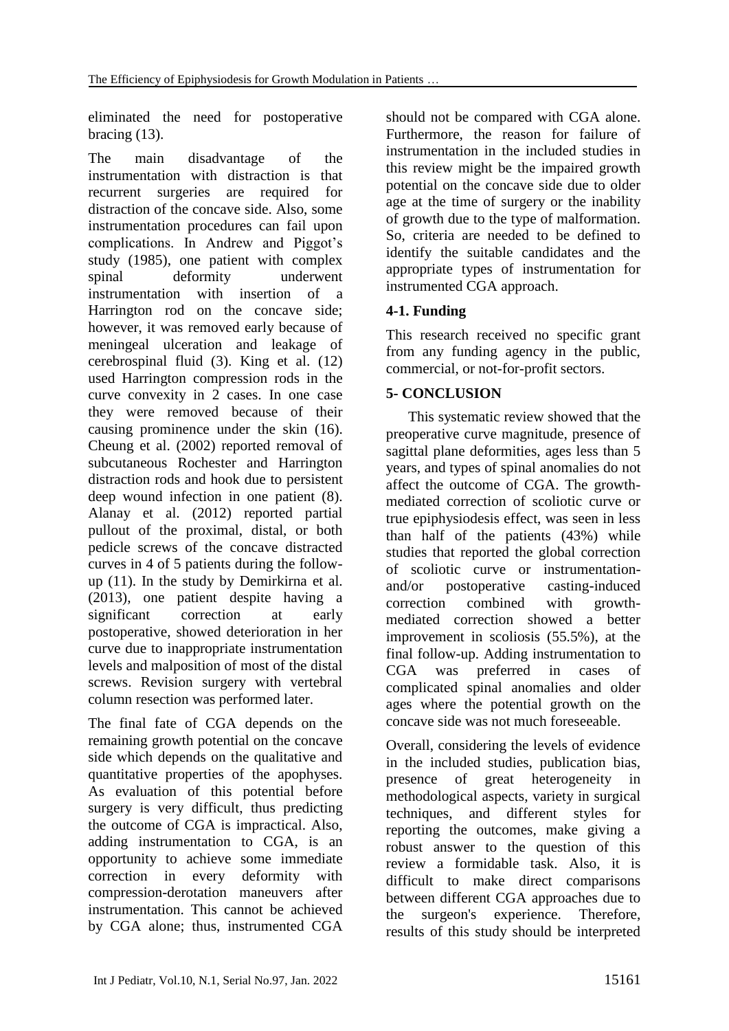eliminated the need for postoperative bracing (13).

The main disadvantage of the instrumentation with distraction is that recurrent surgeries are required for distraction of the concave side. Also, some instrumentation procedures can fail upon complications. In Andrew and Piggot's study (1985), one patient with complex spinal deformity underwent instrumentation with insertion of a Harrington rod on the concave side; however, it was removed early because of meningeal ulceration and leakage of cerebrospinal fluid (3). King et al. (12) used Harrington compression rods in the curve convexity in 2 cases. In one case they were removed because of their causing prominence under the skin (16). Cheung et al. (2002) reported removal of subcutaneous Rochester and Harrington distraction rods and hook due to persistent deep wound infection in one patient (8). Alanay et al. (2012) reported partial pullout of the proximal, distal, or both pedicle screws of the concave distracted curves in 4 of 5 patients during the follow-up (11). In the study by Demirkirna et al. (2013), one patient despite having a significant correction at early postoperative, showed deterioration in her curve due to inappropriate instrumentation levels and malposition of most of the distal screws. Revision surgery with vertebral column resection was performed later.

The final fate of CGA depends on the remaining growth potential on the concave side which depends on the qualitative and quantitative properties of the apophyses. As evaluation of this potential before surgery is very difficult, thus predicting the outcome of CGA is impractical. Also, adding instrumentation to CGA, is an opportunity to achieve some immediate correction in every deformity with compression-derotation maneuvers after instrumentation. This cannot be achieved by CGA alone; thus, instrumented CGA should not be compared with CGA alone. Furthermore, the reason for failure of instrumentation in the included studies in this review might be the impaired growth potential on the concave side due to older age at the time of surgery or the inability of growth due to the type of malformation. So, criteria are needed to be defined to identify the suitable candidates and the appropriate types of instrumentation for instrumented CGA approach.

## 4-1. Funding

This research received no specific grant from any funding agency in the public, commercial, or not-for-profit sectors.

# 5- CONCLUSION

This systematic review showed that the preoperative curve magnitude, presence of sagittal plane deformities, ages less than 5 years, and types of spinal anomalies do not affect the outcome of CGA. The growth-mediated correction of scoliotic curve or true epiphysiodesis effect, was seen in less than half of the patients (43%) while studies that reported the global correction of scoliotic curve or instrumentation-and/or postoperative casting-induced correction combined with growth-mediated correction showed a better improvement in scoliosis (55.5%), at the final follow-up. Adding instrumentation to CGA was preferred in cases of complicated spinal anomalies and older ages where the potential growth on the concave side was not much foreseeable.

Overall, considering the levels of evidence in the included studies, publication bias, presence of great heterogeneity in methodological aspects, variety in surgical techniques, and different styles for reporting the outcomes, make giving a robust answer to the question of this review a formidable task. Also, it is difficult to make direct comparisons between different CGA approaches due to the surgeon's experience. Therefore, results of this study should be interpreted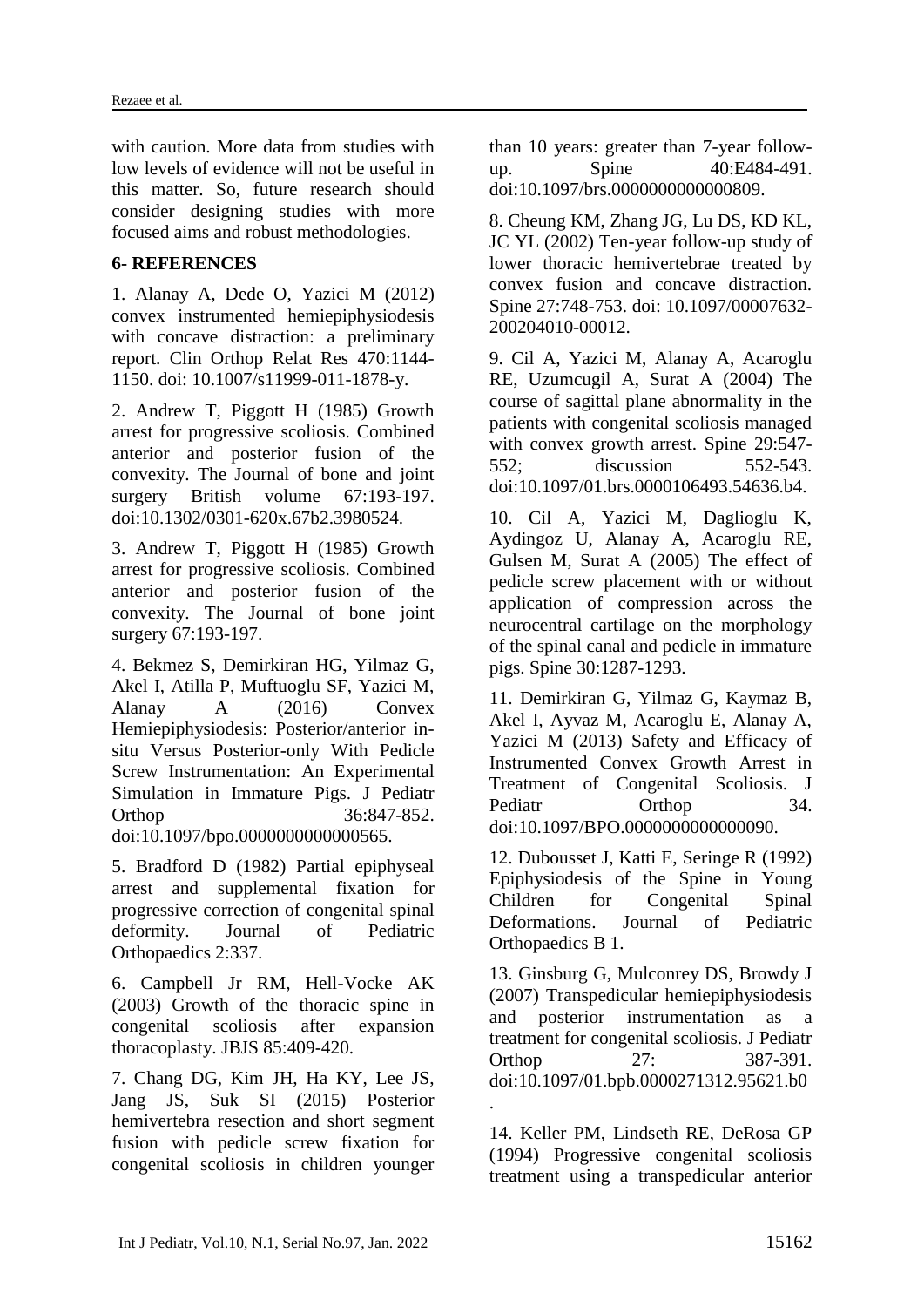with caution. More data from studies with low levels of evidence will not be useful in this matter. So, future research should consider designing studies with more focused aims and robust methodologies.

## 6- REFERENCES

1. Alanay A, Dede O, Yazici M (2012) convex instrumented hemiepiphysiodesis with concave distraction: a preliminary report. Clin Orthop Relat Res 470:1144-1150. doi: 10.1007/s11999-011-1878-y.

2. Andrew T, Piggott H (1985) Growth arrest for progressive scoliosis. Combined anterior and posterior fusion of the convexity. The Journal of bone and joint surgery British volume 67:193-197. doi:10.1302/0301-620x.67b2.3980524.

3. Andrew T, Piggott H (1985) Growth arrest for progressive scoliosis. Combined anterior and posterior fusion of the convexity. The Journal of bone joint surgery 67:193-197.

4. Bekmez S, Demirkiran HG, Yilmaz G, Akel I, Atilla P, Muftuoglu SF, Yazici M, Alanay A (2016) Convex Hemiepiphysiodesis: Posterior/anterior in-situ Versus Posterior-only With Pedicle Screw Instrumentation: An Experimental Simulation in Immature Pigs. J Pediatr Orthop 36:847-852. doi:10.1097/bpo.0000000000000565.

5. Bradford D (1982) Partial epiphyseal arrest and supplemental fixation for progressive correction of congenital spinal deformity. Journal of Pediatric Orthopaedics 2:337.

6. Campbell Jr RM, Hell-Vocke AK (2003) Growth of the thoracic spine in congenital scoliosis after expansion thoracoplasty. JBJS 85:409-420.

7. Chang DG, Kim JH, Ha KY, Lee JS, Jang JS, Suk SI (2015) Posterior hemivertebra resection and short segment fusion with pedicle screw fixation for congenital scoliosis in children younger than 10 years: greater than 7-year follow-up. Spine 40:E484-491. doi:10.1097/brs.0000000000000809.

8. Cheung KM, Zhang JG, Lu DS, KD KL, JC YL (2002) Ten-year follow-up study of lower thoracic hemivertebrae treated by convex fusion and concave distraction. Spine 27:748-753. doi: 10.1097/00007632-200204010-00012.

9. Cil A, Yazici M, Alanay A, Acaroglu RE, Uzumcugil A, Surat A (2004) The course of sagittal plane abnormality in the patients with congenital scoliosis managed with convex growth arrest. Spine 29:547-552; discussion 552-543. doi:10.1097/01.brs.0000106493.54636.b4.

10. Cil A, Yazici M, Daglioglu K, Aydingoz U, Alanay A, Acaroglu RE, Gulsen M, Surat A (2005) The effect of pedicle screw placement with or without application of compression across the neurocentral cartilage on the morphology of the spinal canal and pedicle in immature pigs. Spine 30:1287-1293.

11. Demirkiran G, Yilmaz G, Kaymaz B, Akel I, Ayvaz M, Acaroglu E, Alanay A, Yazici M (2013) Safety and Efficacy of Instrumented Convex Growth Arrest in Treatment of Congenital Scoliosis. J Pediatr Orthop 34. doi:10.1097/BPO.0000000000000090.

12. Dubousset J, Katti E, Seringe R (1992) Epiphysiodesis of the Spine in Young Children for Congenital Spinal Deformations. Journal of Pediatric Orthopaedics B 1.

13. Ginsburg G, Mulconrey DS, Browdy J (2007) Transpedicular hemiepiphysiodesis and posterior instrumentation as a treatment for congenital scoliosis. J Pediatr Orthop 27: 387-391. doi:10.1097/01.bpb.0000271312.95621.b0.

14. Keller PM, Lindseth RE, DeRosa GP (1994) Progressive congenital scoliosis treatment using a transpedicular anterior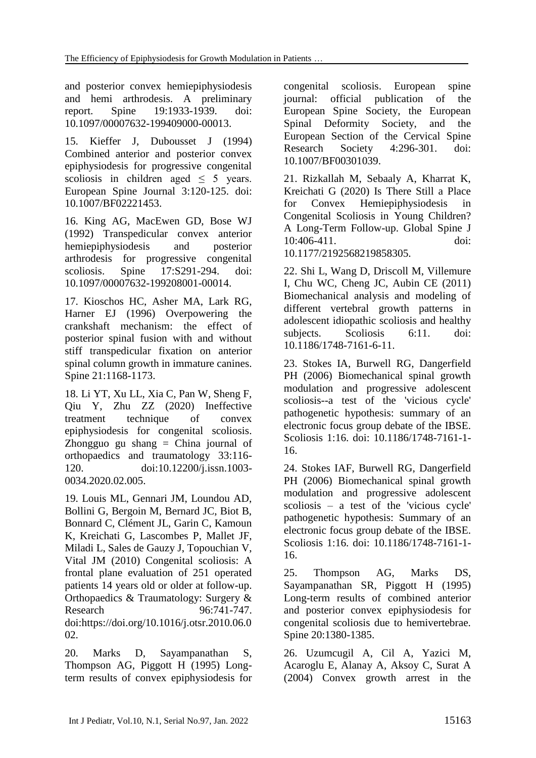and posterior convex hemiepiphysiodesis and hemi arthrodesis. A preliminary report. Spine 19:1933-1939. doi: 10.1097/00007632-199409000-00013.

15. Kieffer J, Dubousset J (1994) Combined anterior and posterior convex epiphysiodesis for progressive congenital scoliosis in children aged ≤ 5 years. European Spine Journal 3:120-125. doi: 10.1007/BF02221453.

16. King AG, MacEwen GD, Bose WJ (1992) Transpedicular convex anterior hemiepiphysiodesis and posterior arthrodesis for progressive congenital scoliosis. Spine 17:S291-294. doi: 10.1097/00007632-199208001-00014.

17. Kioschos HC, Asher MA, Lark RG, Harner EJ (1996) Overpowering the crankshaft mechanism: the effect of posterior spinal fusion with and without stiff transpedicular fixation on anterior spinal column growth in immature canines. Spine 21:1168-1173.

18. Li YT, Xu LL, Xia C, Pan W, Sheng F, Qiu Y, Zhu ZZ (2020) Ineffective treatment technique of convex epiphysiodesis for congenital scoliosis. Zhongguo gu shang = China journal of orthopaedics and traumatology 33:116-120. doi:10.12200/j.issn.1003-0034.2020.02.005.

19. Louis ML, Gennari JM, Loundou AD, Bollini G, Bergoin M, Bernard JC, Biot B, Bonnard C, Clément JL, Garin C, Kamoun K, Kreichati G, Lascombes P, Mallet JF, Miladi L, Sales de Gauzy J, Topouchian V, Vital JM (2010) Congenital scoliosis: A frontal plane evaluation of 251 operated patients 14 years old or older at follow-up. Orthopaedics & Traumatology: Surgery & Research 96:741-747. doi:https://doi.org/10.1016/j.otsr.2010.06.002.

20. Marks D, Sayampanathan S, Thompson AG, Piggott H (1995) Long-term results of convex epiphysiodesis for congenital scoliosis. European spine journal: official publication of the European Spine Society, the European Spinal Deformity Society, and the European Section of the Cervical Spine Research Society 4:296-301. doi: 10.1007/BF00301039.

21. Rizkallah M, Sebaaly A, Kharrat K, Kreichati G (2020) Is There Still a Place for Convex Hemiepiphysiodesis in Congenital Scoliosis in Young Children? A Long-Term Follow-up. Global Spine J 10:406-411. doi: 10.1177/2192568219858305.

22. Shi L, Wang D, Driscoll M, Villemure I, Chu WC, Cheng JC, Aubin CE (2011) Biomechanical analysis and modeling of different vertebral growth patterns in adolescent idiopathic scoliosis and healthy subjects. Scoliosis 6:11. doi: 10.1186/1748-7161-6-11.

23. Stokes IA, Burwell RG, Dangerfield PH (2006) Biomechanical spinal growth modulation and progressive adolescent scoliosis--a test of the 'vicious cycle' pathogenetic hypothesis: summary of an electronic focus group debate of the IBSE. Scoliosis 1:16. doi: 10.1186/1748-7161-1-16.

24. Stokes IAF, Burwell RG, Dangerfield PH (2006) Biomechanical spinal growth modulation and progressive adolescent scoliosis – a test of the 'vicious cycle' pathogenetic hypothesis: Summary of an electronic focus group debate of the IBSE. Scoliosis 1:16. doi: 10.1186/1748-7161-1-16.

25. Thompson AG, Marks DS, Sayampanathan SR, Piggott H (1995) Long-term results of combined anterior and posterior convex epiphysiodesis for congenital scoliosis due to hemivertebrae. Spine 20:1380-1385.

26. Uzumcugil A, Cil A, Yazici M, Acaroglu E, Alanay A, Aksoy C, Surat A (2004) Convex growth arrest in the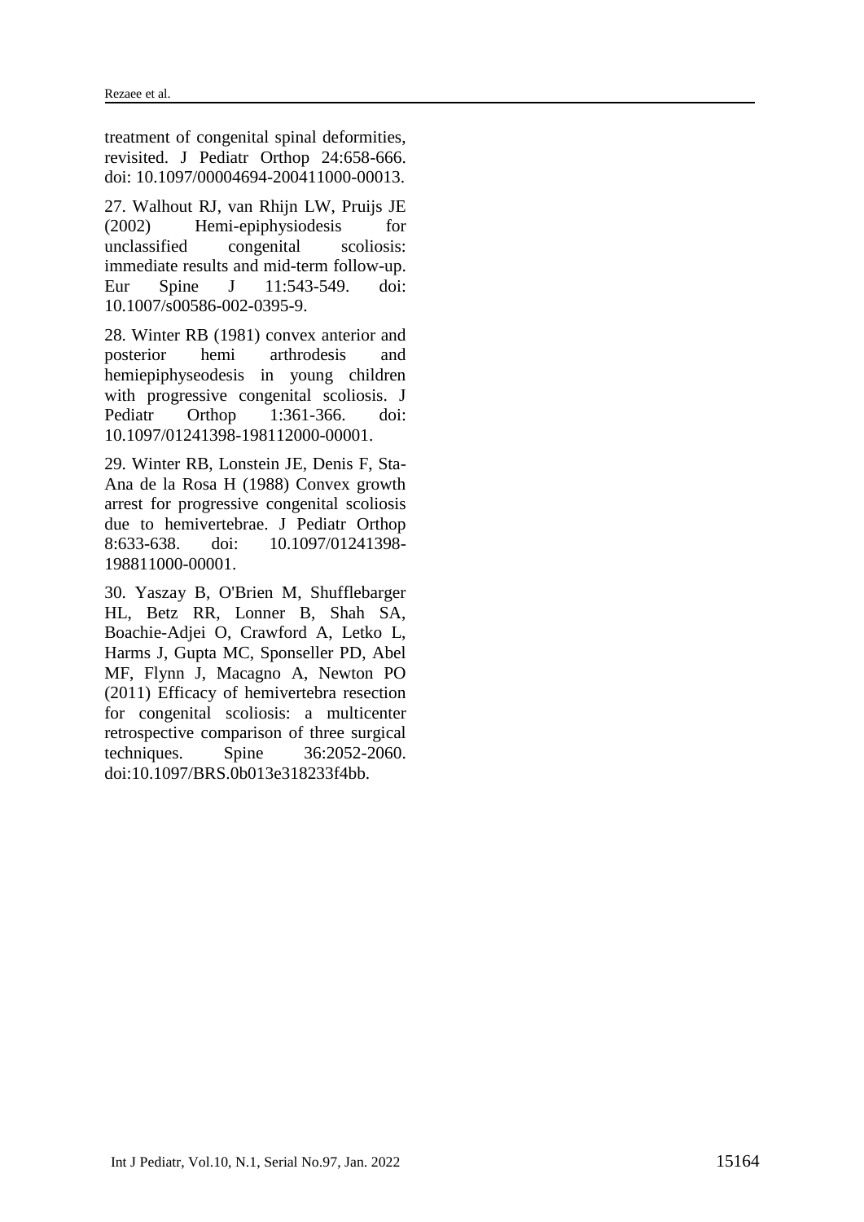treatment of congenital spinal deformities, revisited. J Pediatr Orthop 24:658-666. doi: 10.1097/00004694-200411000-00013.

27. Walhout RJ, van Rhijn LW, Pruijs JE (2002) Hemi-epiphysiodesis for unclassified congenital scoliosis: immediate results and mid-term follow-up. Eur Spine J 11:543-549. doi: 10.1007/s00586-002-0395-9.

28. Winter RB (1981) convex anterior and posterior hemi arthrodesis and hemiepiphyseodesis in young children with progressive congenital scoliosis. J Pediatr Orthop 1:361-366. doi: 10.1097/01241398-198112000-00001.

29. Winter RB, Lonstein JE, Denis F, Sta-Ana de la Rosa H (1988) Convex growth arrest for progressive congenital scoliosis due to hemivertebrae. J Pediatr Orthop 8:633-638. doi: 10.1097/01241398-198811000-00001.

30. Yaszay B, O'Brien M, Shufflebarger HL, Betz RR, Lonner B, Shah SA, Boachie-Adjei O, Crawford A, Letko L, Harms J, Gupta MC, Sponseller PD, Abel MF, Flynn J, Macagno A, Newton PO (2011) Efficacy of hemivertebra resection for congenital scoliosis: a multicenter retrospective comparison of three surgical techniques. Spine 36:2052-2060. doi:10.1097/BRS.0b013e318233f4bb.